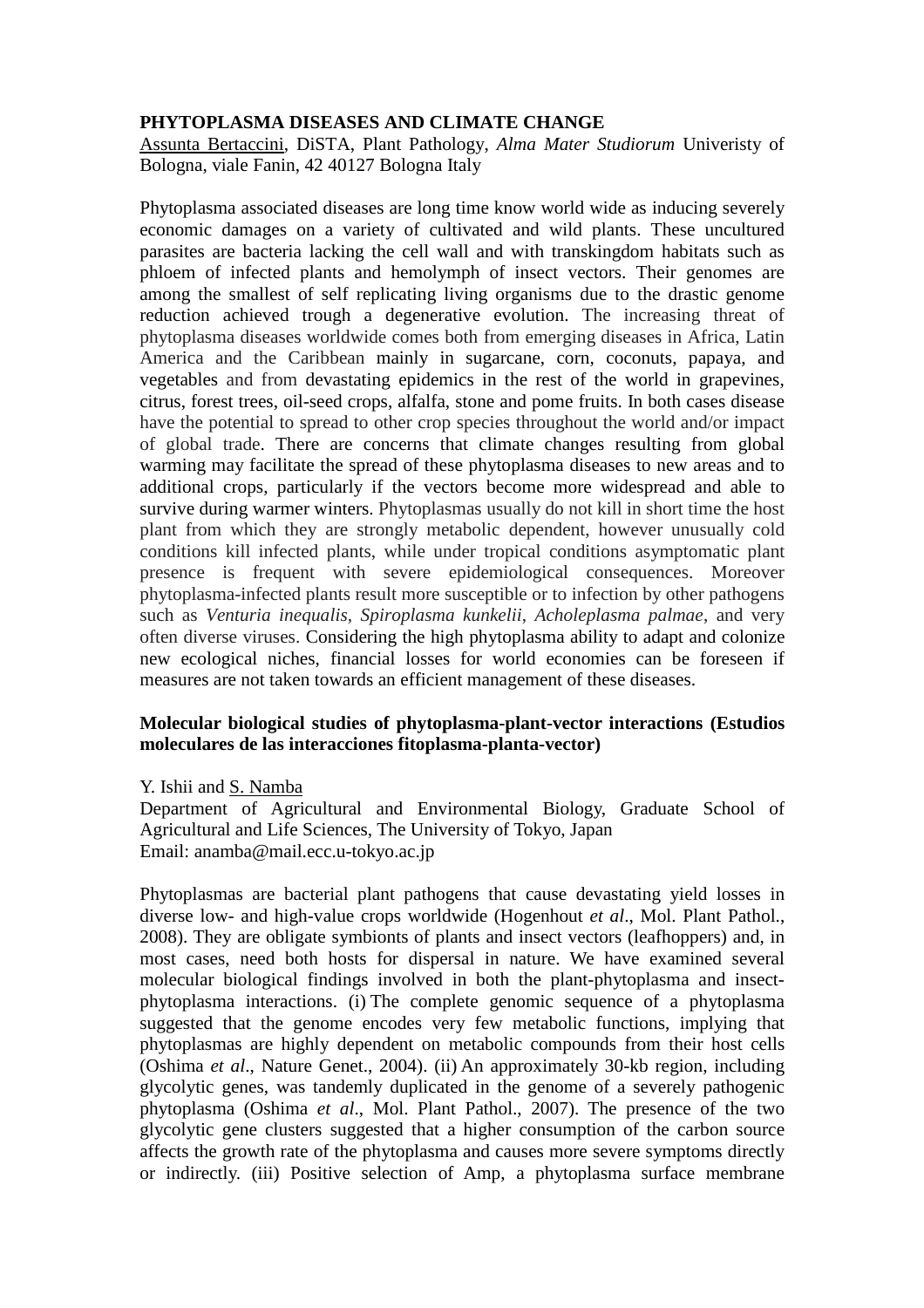**PHYTOPLASMA DISEASES AND CLIMATE CHANGE**

Assunta Bertaccini, DiSTA, Plant Pathology, *Alma Mater Studiorum* Univeristy of Bologna, viale Fanin, 42 40127 Bologna Italy

Phytoplasma associated diseases are long time know world wide as inducing severely economic damages on a variety of cultivated and wild plants. These uncultured parasites are bacteria lacking the cell wall and with transkingdom habitats such as phloem of infected plants and hemolymph of insect vectors. Their genomes are among the smallest of self replicating living organisms due to the drastic genome reduction achieved trough a degenerative evolution. The increasing threat of phytoplasma diseases worldwide comes both from emerging diseases in Africa, Latin America and the Caribbean mainly in sugarcane, corn, coconuts, papaya, and vegetables and from devastating epidemics in the rest of the world in grapevines, citrus, forest trees, oil-seed crops, alfalfa, stone and pome fruits. In both cases disease have the potential to spread to other crop species throughout the world and/or impact of global trade. There are concerns that climate changes resulting from global warming may facilitate the spread of these phytoplasma diseases to new areas and to additional crops, particularly if the vectors become more widespread and able to survive during warmer winters. Phytoplasmas usually do not kill in short time the host plant from which they are strongly metabolic dependent, however unusually cold conditions kill infected plants, while under tropical conditions asymptomatic plant presence is frequent with severe epidemiological consequences. Moreover phytoplasma-infected plants result more susceptible or to infection by other pathogens such as *Venturia inequalis*, *Spiroplasma kunkelii*, *Acholeplasma palmae*, and very often diverse viruses. Considering the high phytoplasma ability to adapt and colonize new ecological niches, financial losses for world economies can be foreseen if measures are not taken towards an efficient management of these diseases.

**Molecular biological studies of phytoplasma-plant-vector interactions (Estudios moleculares de las interacciones fitoplasma-planta-vector)**

Y. Ishii and S. Namba
Department of Agricultural and Environmental Biology, Graduate School of Agricultural and Life Sciences, The University of Tokyo, Japan
Email: anamba@mail.ecc.u-tokyo.ac.jp

Phytoplasmas are bacterial plant pathogens that cause devastating yield losses in diverse low- and high-value crops worldwide (Hogenhout *et al*., Mol. Plant Pathol., 2008). They are obligate symbionts of plants and insect vectors (leafhoppers) and, in most cases, need both hosts for dispersal in nature. We have examined several molecular biological findings involved in both the plant-phytoplasma and insect-phytoplasma interactions. (i) The complete genomic sequence of a phytoplasma suggested that the genome encodes very few metabolic functions, implying that phytoplasmas are highly dependent on metabolic compounds from their host cells (Oshima *et al*., Nature Genet., 2004). (ii) An approximately 30-kb region, including glycolytic genes, was tandemly duplicated in the genome of a severely pathogenic phytoplasma (Oshima *et al*., Mol. Plant Pathol., 2007). The presence of the two glycolytic gene clusters suggested that a higher consumption of the carbon source affects the growth rate of the phytoplasma and causes more severe symptoms directly or indirectly. (iii) Positive selection of Amp, a phytoplasma surface membrane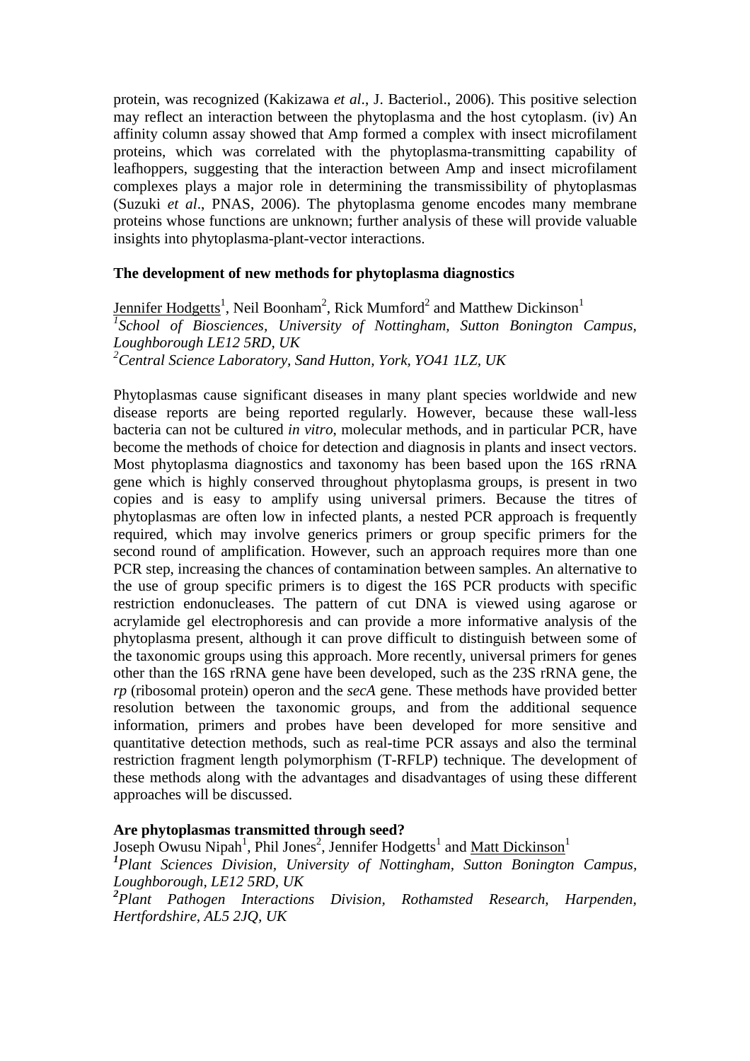protein, was recognized (Kakizawa *et al*., J. Bacteriol., 2006). This positive selection may reflect an interaction between the phytoplasma and the host cytoplasm. (iv) An affinity column assay showed that Amp formed a complex with insect microfilament proteins, which was correlated with the phytoplasma-transmitting capability of leafhoppers, suggesting that the interaction between Amp and insect microfilament complexes plays a major role in determining the transmissibility of phytoplasmas (Suzuki *et al*., PNAS, 2006). The phytoplasma genome encodes many membrane proteins whose functions are unknown; further analysis of these will provide valuable insights into phytoplasma-plant-vector interactions.

**The development of new methods for phytoplasma diagnostics**

Jennifer Hodgetts[1], Neil Boonham[2], Rick Mumford[2] and Matthew Dickinson[1]
[1]*School of Biosciences, University of Nottingham, Sutton Bonington Campus, Loughborough LE12 5RD, UK*
[2]*Central Science Laboratory, Sand Hutton, York, YO41 1LZ, UK*

Phytoplasmas cause significant diseases in many plant species worldwide and new disease reports are being reported regularly. However, because these wall-less bacteria can not be cultured *in vitro*, molecular methods, and in particular PCR, have become the methods of choice for detection and diagnosis in plants and insect vectors. Most phytoplasma diagnostics and taxonomy has been based upon the 16S rRNA gene which is highly conserved throughout phytoplasma groups, is present in two copies and is easy to amplify using universal primers. Because the titres of phytoplasmas are often low in infected plants, a nested PCR approach is frequently required, which may involve generics primers or group specific primers for the second round of amplification. However, such an approach requires more than one PCR step, increasing the chances of contamination between samples. An alternative to the use of group specific primers is to digest the 16S PCR products with specific restriction endonucleases. The pattern of cut DNA is viewed using agarose or acrylamide gel electrophoresis and can provide a more informative analysis of the phytoplasma present, although it can prove difficult to distinguish between some of the taxonomic groups using this approach. More recently, universal primers for genes other than the 16S rRNA gene have been developed, such as the 23S rRNA gene, the *rp* (ribosomal protein) operon and the *secA* gene. These methods have provided better resolution between the taxonomic groups, and from the additional sequence information, primers and probes have been developed for more sensitive and quantitative detection methods, such as real-time PCR assays and also the terminal restriction fragment length polymorphism (T-RFLP) technique. The development of these methods along with the advantages and disadvantages of using these different approaches will be discussed.

**Are phytoplasmas transmitted through seed?**

Joseph Owusu Nipah[1], Phil Jones[2], Jennifer Hodgetts[1] and Matt Dickinson[1]
[1]*Plant Sciences Division, University of Nottingham, Sutton Bonington Campus, Loughborough, LE12 5RD, UK*
[2]*Plant Pathogen Interactions Division, Rothamsted Research, Harpenden, Hertfordshire, AL5 2JQ, UK*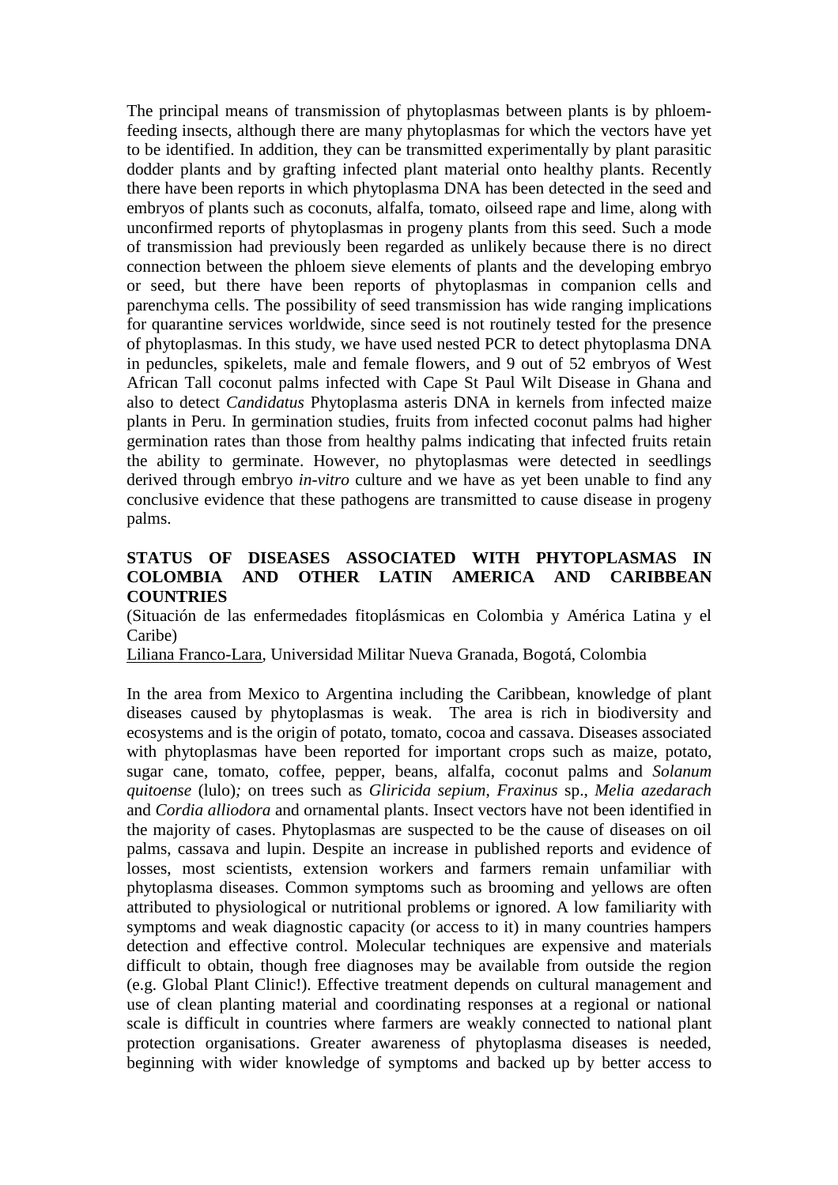The principal means of transmission of phytoplasmas between plants is by phloem-feeding insects, although there are many phytoplasmas for which the vectors have yet to be identified. In addition, they can be transmitted experimentally by plant parasitic dodder plants and by grafting infected plant material onto healthy plants. Recently there have been reports in which phytoplasma DNA has been detected in the seed and embryos of plants such as coconuts, alfalfa, tomato, oilseed rape and lime, along with unconfirmed reports of phytoplasmas in progeny plants from this seed. Such a mode of transmission had previously been regarded as unlikely because there is no direct connection between the phloem sieve elements of plants and the developing embryo or seed, but there have been reports of phytoplasmas in companion cells and parenchyma cells. The possibility of seed transmission has wide ranging implications for quarantine services worldwide, since seed is not routinely tested for the presence of phytoplasmas. In this study, we have used nested PCR to detect phytoplasma DNA in peduncles, spikelets, male and female flowers, and 9 out of 52 embryos of West African Tall coconut palms infected with Cape St Paul Wilt Disease in Ghana and also to detect *Candidatus* Phytoplasma asteris DNA in kernels from infected maize plants in Peru. In germination studies, fruits from infected coconut palms had higher germination rates than those from healthy palms indicating that infected fruits retain the ability to germinate. However, no phytoplasmas were detected in seedlings derived through embryo *in-vitro* culture and we have as yet been unable to find any conclusive evidence that these pathogens are transmitted to cause disease in progeny palms.

## STATUS OF DISEASES ASSOCIATED WITH PHYTOPLASMAS IN COLOMBIA AND OTHER LATIN AMERICA AND CARIBBEAN COUNTRIES

(Situación de las enfermedades fitoplásmicas en Colombia y América Latina y el Caribe)

Liliana Franco-Lara, Universidad Militar Nueva Granada, Bogotá, Colombia

In the area from Mexico to Argentina including the Caribbean, knowledge of plant diseases caused by phytoplasmas is weak. The area is rich in biodiversity and ecosystems and is the origin of potato, tomato, cocoa and cassava. Diseases associated with phytoplasmas have been reported for important crops such as maize, potato, sugar cane, tomato, coffee, pepper, beans, alfalfa, coconut palms and *Solanum quitoense* (lulo)*;* on trees such as *Gliricida sepium*, *Fraxinus* sp., *Melia azedarach* and *Cordia alliodora* and ornamental plants. Insect vectors have not been identified in the majority of cases. Phytoplasmas are suspected to be the cause of diseases on oil palms, cassava and lupin. Despite an increase in published reports and evidence of losses, most scientists, extension workers and farmers remain unfamiliar with phytoplasma diseases. Common symptoms such as brooming and yellows are often attributed to physiological or nutritional problems or ignored. A low familiarity with symptoms and weak diagnostic capacity (or access to it) in many countries hampers detection and effective control. Molecular techniques are expensive and materials difficult to obtain, though free diagnoses may be available from outside the region (e.g. Global Plant Clinic!). Effective treatment depends on cultural management and use of clean planting material and coordinating responses at a regional or national scale is difficult in countries where farmers are weakly connected to national plant protection organisations. Greater awareness of phytoplasma diseases is needed, beginning with wider knowledge of symptoms and backed up by better access to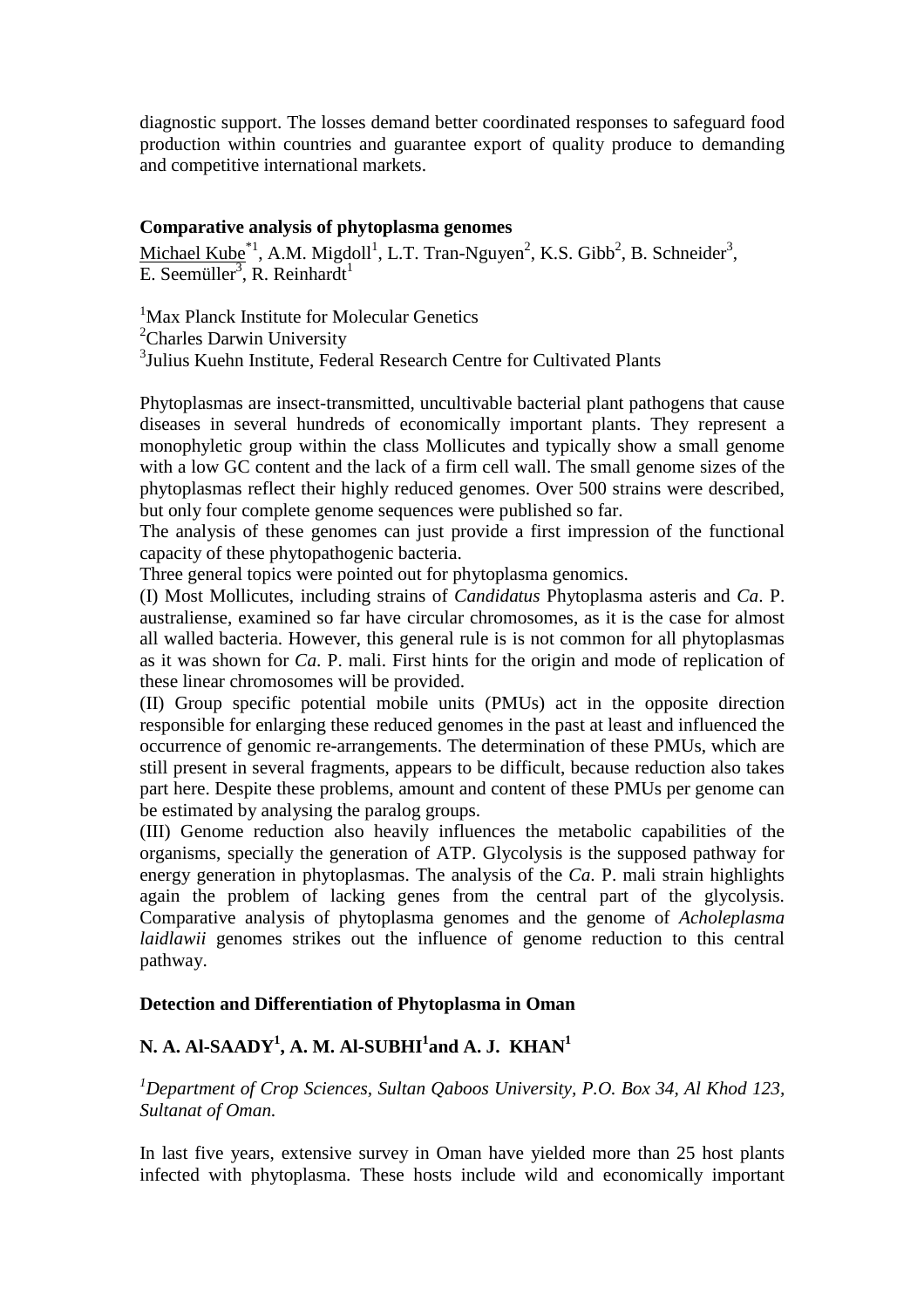diagnostic support. The losses demand better coordinated responses to safeguard food production within countries and guarantee export of quality produce to demanding and competitive international markets.

### Comparative analysis of phytoplasma genomes

Michael Kube*[1], A.M. Migdoll[1], L.T. Tran-Nguyen[2], K.S. Gibb[2], B. Schneider[3], E. Seemüller[3], R. Reinhardt[1]

[1]Max Planck Institute for Molecular Genetics
[2]Charles Darwin University
[3]Julius Kuehn Institute, Federal Research Centre for Cultivated Plants

Phytoplasmas are insect-transmitted, uncultivable bacterial plant pathogens that cause diseases in several hundreds of economically important plants. They represent a monophyletic group within the class Mollicutes and typically show a small genome with a low GC content and the lack of a firm cell wall. The small genome sizes of the phytoplasmas reflect their highly reduced genomes. Over 500 strains were described, but only four complete genome sequences were published so far.

The analysis of these genomes can just provide a first impression of the functional capacity of these phytopathogenic bacteria.

Three general topics were pointed out for phytoplasma genomics.

(I) Most Mollicutes, including strains of *Candidatus* Phytoplasma asteris and *Ca*. P. australiense, examined so far have circular chromosomes, as it is the case for almost all walled bacteria. However, this general rule is is not common for all phytoplasmas as it was shown for *Ca*. P. mali. First hints for the origin and mode of replication of these linear chromosomes will be provided.

(II) Group specific potential mobile units (PMUs) act in the opposite direction responsible for enlarging these reduced genomes in the past at least and influenced the occurrence of genomic re-arrangements. The determination of these PMUs, which are still present in several fragments, appears to be difficult, because reduction also takes part here. Despite these problems, amount and content of these PMUs per genome can be estimated by analysing the paralog groups.

(III) Genome reduction also heavily influences the metabolic capabilities of the organisms, specially the generation of ATP. Glycolysis is the supposed pathway for energy generation in phytoplasmas. The analysis of the *Ca*. P. mali strain highlights again the problem of lacking genes from the central part of the glycolysis. Comparative analysis of phytoplasma genomes and the genome of *Acholeplasma laidlawii* genomes strikes out the influence of genome reduction to this central pathway.

### Detection and Differentiation of Phytoplasma in Oman

**N. A. Al-SAADY[1], A. M. Al-SUBHI[1] and A. J. KHAN[1]**

*[1]Department of Crop Sciences, Sultan Qaboos University, P.O. Box 34, Al Khod 123, Sultanat of Oman.*

In last five years, extensive survey in Oman have yielded more than 25 host plants infected with phytoplasma. These hosts include wild and economically important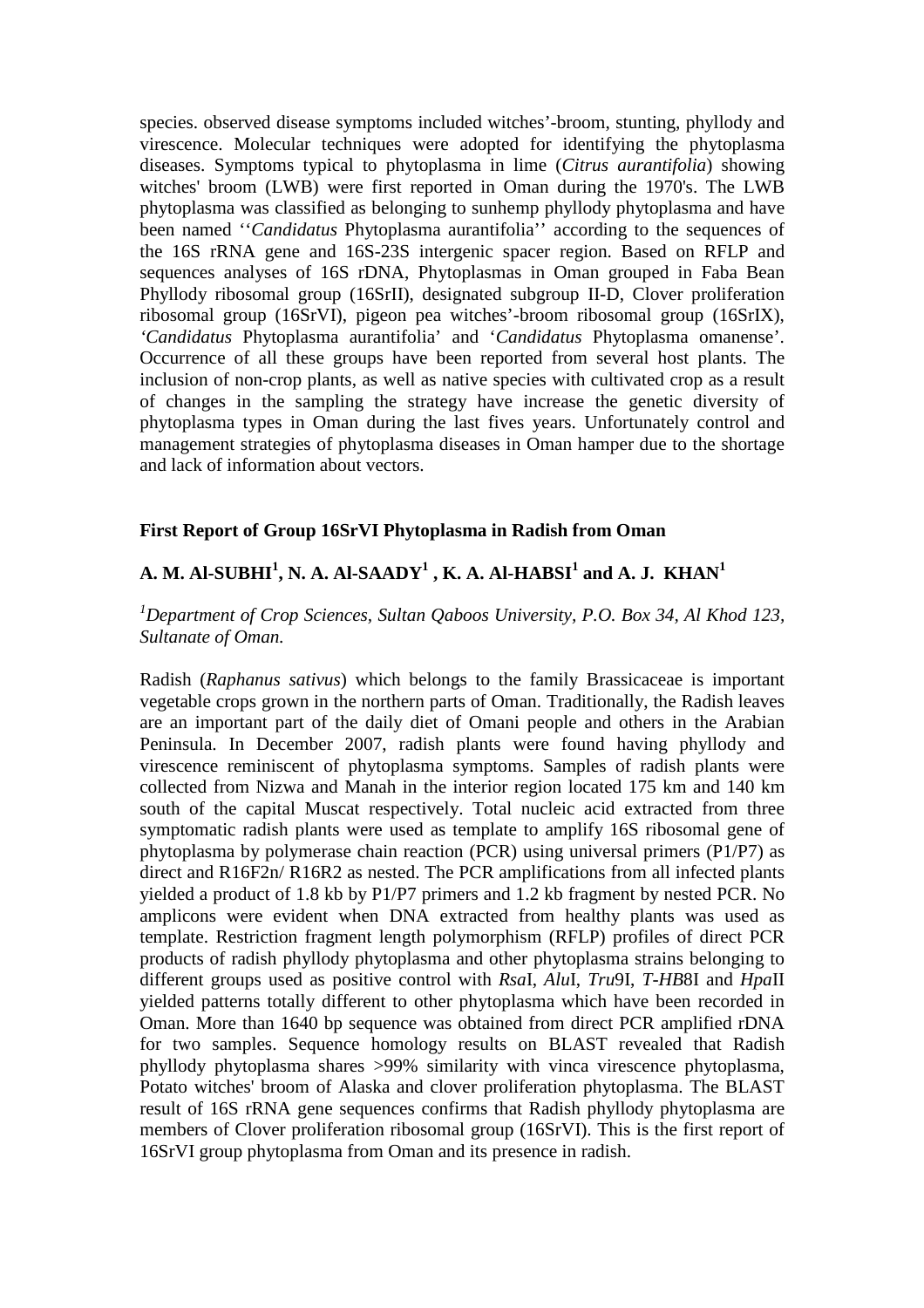species. observed disease symptoms included witches'-broom, stunting, phyllody and virescence. Molecular techniques were adopted for identifying the phytoplasma diseases. Symptoms typical to phytoplasma in lime (*Citrus aurantifolia*) showing witches' broom (LWB) were first reported in Oman during the 1970's. The LWB phytoplasma was classified as belonging to sunhemp phyllody phytoplasma and have been named ''*Candidatus* Phytoplasma aurantifolia'' according to the sequences of the 16S rRNA gene and 16S-23S intergenic spacer region. Based on RFLP and sequences analyses of 16S rDNA, Phytoplasmas in Oman grouped in Faba Bean Phyllody ribosomal group (16SrII), designated subgroup II-D, Clover proliferation ribosomal group (16SrVI), pigeon pea witches'-broom ribosomal group (16SrIX), '*Candidatus* Phytoplasma aurantifolia' and '*Candidatus* Phytoplasma omanense'. Occurrence of all these groups have been reported from several host plants. The inclusion of non-crop plants, as well as native species with cultivated crop as a result of changes in the sampling the strategy have increase the genetic diversity of phytoplasma types in Oman during the last fives years. Unfortunately control and management strategies of phytoplasma diseases in Oman hamper due to the shortage and lack of information about vectors.

## First Report of Group 16SrVI Phytoplasma in Radish from Oman

**A. M. Al-SUBHI[1], N. A. Al-SAADY[1] , K. A. Al-HABSI[1] and A. J. KHAN[1]**

*[1]Department of Crop Sciences, Sultan Qaboos University, P.O. Box 34, Al Khod 123, Sultanate of Oman.*

Radish (*Raphanus sativus*) which belongs to the family Brassicaceae is important vegetable crops grown in the northern parts of Oman. Traditionally, the Radish leaves are an important part of the daily diet of Omani people and others in the Arabian Peninsula. In December 2007, radish plants were found having phyllody and virescence reminiscent of phytoplasma symptoms. Samples of radish plants were collected from Nizwa and Manah in the interior region located 175 km and 140 km south of the capital Muscat respectively. Total nucleic acid extracted from three symptomatic radish plants were used as template to amplify 16S ribosomal gene of phytoplasma by polymerase chain reaction (PCR) using universal primers (P1/P7) as direct and R16F2n/ R16R2 as nested. The PCR amplifications from all infected plants yielded a product of 1.8 kb by P1/P7 primers and 1.2 kb fragment by nested PCR. No amplicons were evident when DNA extracted from healthy plants was used as template. Restriction fragment length polymorphism (RFLP) profiles of direct PCR products of radish phyllody phytoplasma and other phytoplasma strains belonging to different groups used as positive control with *Rsa*I, *Alu*I, *Tru*9I, *T-HB*8I and *Hpa*II yielded patterns totally different to other phytoplasma which have been recorded in Oman. More than 1640 bp sequence was obtained from direct PCR amplified rDNA for two samples. Sequence homology results on BLAST revealed that Radish phyllody phytoplasma shares >99% similarity with vinca virescence phytoplasma, Potato witches' broom of Alaska and clover proliferation phytoplasma. The BLAST result of 16S rRNA gene sequences confirms that Radish phyllody phytoplasma are members of Clover proliferation ribosomal group (16SrVI). This is the first report of 16SrVI group phytoplasma from Oman and its presence in radish.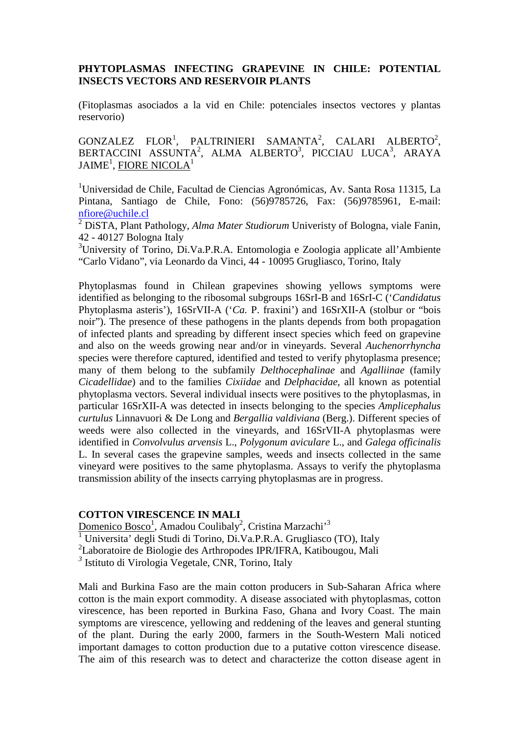**PHYTOPLASMAS INFECTING GRAPEVINE IN CHILE: POTENTIAL INSECTS VECTORS AND RESERVOIR PLANTS**

(Fitoplasmas asociados a la vid en Chile: potenciales insectos vectores y plantas reservorio)

GONZALEZ FLOR[1], PALTRINIERI SAMANTA[2], CALARI ALBERTO[2], BERTACCINI ASSUNTA[2], ALMA ALBERTO[3], PICCIAU LUCA[3], ARAYA JAIME[1], FIORE NICOLA[1]

[1]Universidad de Chile, Facultad de Ciencias Agronómicas, Av. Santa Rosa 11315, La Pintana, Santiago de Chile, Fono: (56)9785726, Fax: (56)9785961, E-mail: nfiore@uchile.cl

[2] DiSTA, Plant Pathology, *Alma Mater Studiorum* Univeristy of Bologna, viale Fanin, 42 - 40127 Bologna Italy

[3]University of Torino, Di.Va.P.R.A. Entomologia e Zoologia applicate all'Ambiente "Carlo Vidano", via Leonardo da Vinci, 44 - 10095 Grugliasco, Torino, Italy

Phytoplasmas found in Chilean grapevines showing yellows symptoms were identified as belonging to the ribosomal subgroups 16SrI-B and 16SrI-C ('*Candidatus* Phytoplasma asteris'), 16SrVII-A ('*Ca.* P. fraxini') and 16SrXII-A (stolbur or "bois noir"). The presence of these pathogens in the plants depends from both propagation of infected plants and spreading by different insect species which feed on grapevine and also on the weeds growing near and/or in vineyards. Several *Auchenorrhyncha* species were therefore captured, identified and tested to verify phytoplasma presence; many of them belong to the subfamily *Delthocephalinae* and *Agalliinae* (family *Cicadellidae*) and to the families *Cixiidae* and *Delphacidae*, all known as potential phytoplasma vectors. Several individual insects were positives to the phytoplasmas, in particular 16SrXII-A was detected in insects belonging to the species *Amplicephalus curtulus* Linnavuori & De Long and *Bergallia valdiviana* (Berg.). Different species of weeds were also collected in the vineyards, and 16SrVII-A phytoplasmas were identified in *Convolvulus arvensis* L., *Polygonum aviculare* L., and *Galega officinalis* L. In several cases the grapevine samples, weeds and insects collected in the same vineyard were positives to the same phytoplasma. Assays to verify the phytoplasma transmission ability of the insects carrying phytoplasmas are in progress.

**COTTON VIRESCENCE IN MALI**

Domenico Bosco[1], Amadou Coulibaly[2], Cristina Marzachi'[3]

[1] Universita' degli Studi di Torino, Di.Va.P.R.A. Grugliasco (TO), Italy

[2]Laboratoire de Biologie des Arthropodes IPR/IFRA, Katibougou, Mali

[3] Istituto di Virologia Vegetale, CNR, Torino, Italy

Mali and Burkina Faso are the main cotton producers in Sub-Saharan Africa where cotton is the main export commodity. A disease associated with phytoplasmas, cotton virescence, has been reported in Burkina Faso, Ghana and Ivory Coast. The main symptoms are virescence, yellowing and reddening of the leaves and general stunting of the plant. During the early 2000, farmers in the South-Western Mali noticed important damages to cotton production due to a putative cotton virescence disease. The aim of this research was to detect and characterize the cotton disease agent in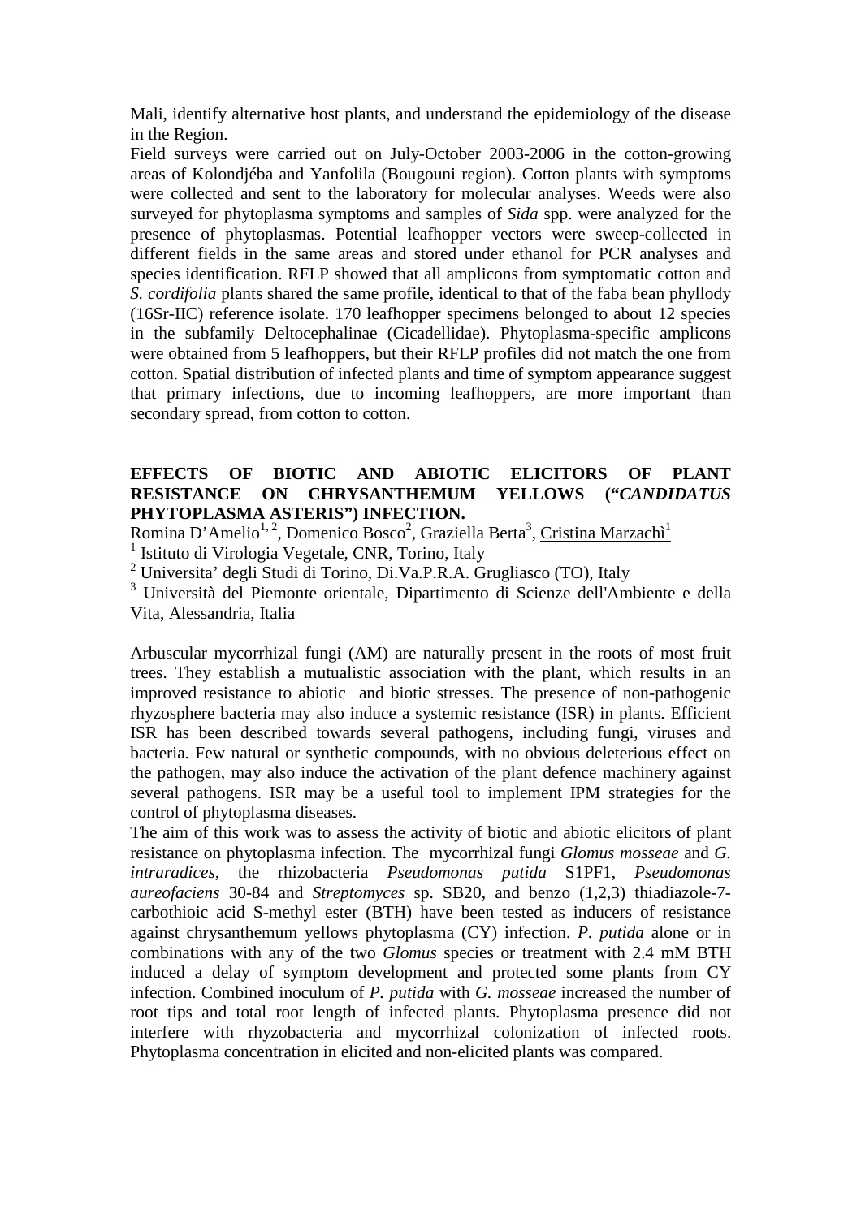Mali, identify alternative host plants, and understand the epidemiology of the disease in the Region.

Field surveys were carried out on July-October 2003-2006 in the cotton-growing areas of Kolondjéba and Yanfolila (Bougouni region). Cotton plants with symptoms were collected and sent to the laboratory for molecular analyses. Weeds were also surveyed for phytoplasma symptoms and samples of *Sida* spp. were analyzed for the presence of phytoplasmas. Potential leafhopper vectors were sweep-collected in different fields in the same areas and stored under ethanol for PCR analyses and species identification. RFLP showed that all amplicons from symptomatic cotton and *S. cordifolia* plants shared the same profile, identical to that of the faba bean phyllody (16Sr-IIC) reference isolate. 170 leafhopper specimens belonged to about 12 species in the subfamily Deltocephalinae (Cicadellidae). Phytoplasma-specific amplicons were obtained from 5 leafhoppers, but their RFLP profiles did not match the one from cotton. Spatial distribution of infected plants and time of symptom appearance suggest that primary infections, due to incoming leafhoppers, are more important than secondary spread, from cotton to cotton.

## EFFECTS OF BIOTIC AND ABIOTIC ELICITORS OF PLANT RESISTANCE ON CHRYSANTHEMUM YELLOWS ("*CANDIDATUS* PHYTOPLASMA ASTERIS") INFECTION.

Romina D'Amelio[1, 2], Domenico Bosco[2], Graziella Berta[3], Cristina Marzachì[1]

[1] Istituto di Virologia Vegetale, CNR, Torino, Italy

[2] Universita' degli Studi di Torino, Di.Va.P.R.A. Grugliasco (TO), Italy

[3] Università del Piemonte orientale, Dipartimento di Scienze dell'Ambiente e della Vita, Alessandria, Italia

Arbuscular mycorrhizal fungi (AM) are naturally present in the roots of most fruit trees. They establish a mutualistic association with the plant, which results in an improved resistance to abiotic and biotic stresses. The presence of non-pathogenic rhyzosphere bacteria may also induce a systemic resistance (ISR) in plants. Efficient ISR has been described towards several pathogens, including fungi, viruses and bacteria. Few natural or synthetic compounds, with no obvious deleterious effect on the pathogen, may also induce the activation of the plant defence machinery against several pathogens. ISR may be a useful tool to implement IPM strategies for the control of phytoplasma diseases.

The aim of this work was to assess the activity of biotic and abiotic elicitors of plant resistance on phytoplasma infection. The mycorrhizal fungi *Glomus mosseae* and *G. intraradices*, the rhizobacteria *Pseudomonas putida* S1PF1, *Pseudomonas aureofaciens* 30-84 and *Streptomyces* sp. SB20, and benzo (1,2,3) thiadiazole-7-carbothioic acid S-methyl ester (BTH) have been tested as inducers of resistance against chrysanthemum yellows phytoplasma (CY) infection. *P. putida* alone or in combinations with any of the two *Glomus* species or treatment with 2.4 mM BTH induced a delay of symptom development and protected some plants from CY infection. Combined inoculum of *P. putida* with *G. mosseae* increased the number of root tips and total root length of infected plants. Phytoplasma presence did not interfere with rhyzobacteria and mycorrhizal colonization of infected roots. Phytoplasma concentration in elicited and non-elicited plants was compared.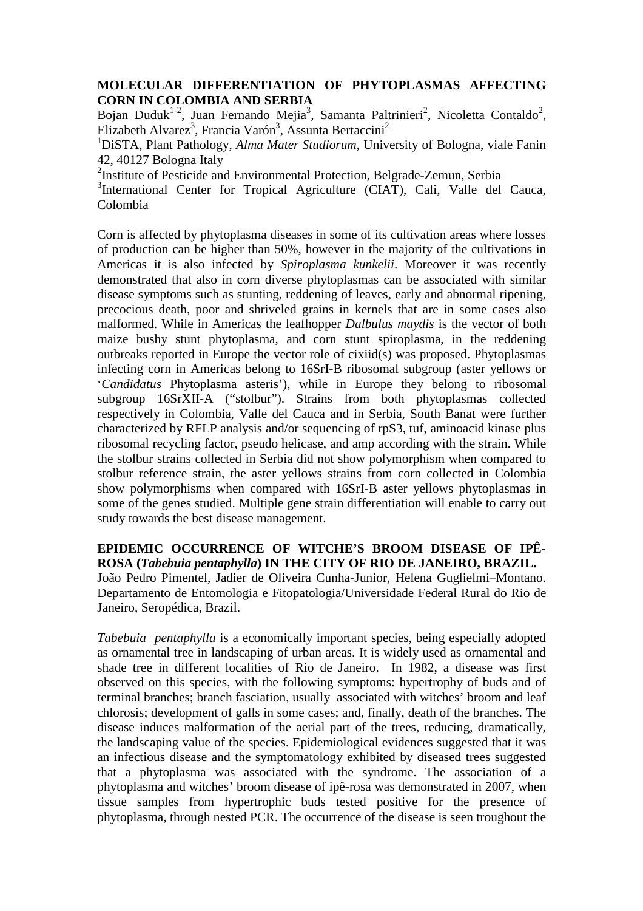## MOLECULAR DIFFERENTIATION OF PHYTOPLASMAS AFFECTING CORN IN COLOMBIA AND SERBIA

Bojan Duduk[1-2], Juan Fernando Mejia[3], Samanta Paltrinieri[2], Nicoletta Contaldo[2], Elizabeth Alvarez[3], Francia Varón[3], Assunta Bertaccini[2]

[1]DiSTA, Plant Pathology, *Alma Mater Studiorum*, University of Bologna, viale Fanin 42, 40127 Bologna Italy

[2]Institute of Pesticide and Environmental Protection, Belgrade-Zemun, Serbia

[3]International Center for Tropical Agriculture (CIAT), Cali, Valle del Cauca, Colombia

Corn is affected by phytoplasma diseases in some of its cultivation areas where losses of production can be higher than 50%, however in the majority of the cultivations in Americas it is also infected by *Spiroplasma kunkelii*. Moreover it was recently demonstrated that also in corn diverse phytoplasmas can be associated with similar disease symptoms such as stunting, reddening of leaves, early and abnormal ripening, precocious death, poor and shriveled grains in kernels that are in some cases also malformed. While in Americas the leafhopper *Dalbulus maydis* is the vector of both maize bushy stunt phytoplasma, and corn stunt spiroplasma, in the reddening outbreaks reported in Europe the vector role of cixiid(s) was proposed. Phytoplasmas infecting corn in Americas belong to 16SrI-B ribosomal subgroup (aster yellows or '*Candidatus* Phytoplasma asteris'), while in Europe they belong to ribosomal subgroup 16SrXII-A ("stolbur"). Strains from both phytoplasmas collected respectively in Colombia, Valle del Cauca and in Serbia, South Banat were further characterized by RFLP analysis and/or sequencing of rpS3, tuf, aminoacid kinase plus ribosomal recycling factor, pseudo helicase, and amp according with the strain. While the stolbur strains collected in Serbia did not show polymorphism when compared to stolbur reference strain, the aster yellows strains from corn collected in Colombia show polymorphisms when compared with 16SrI-B aster yellows phytoplasmas in some of the genes studied. Multiple gene strain differentiation will enable to carry out study towards the best disease management.

## EPIDEMIC OCCURRENCE OF WITCHE'S BROOM DISEASE OF IPÊ-ROSA (*Tabebuia pentaphylla*) IN THE CITY OF RIO DE JANEIRO, BRAZIL.

João Pedro Pimentel, Jadier de Oliveira Cunha-Junior, Helena Guglielmi–Montano. Departamento de Entomologia e Fitopatologia/Universidade Federal Rural do Rio de Janeiro, Seropédica, Brazil.

*Tabebuia pentaphylla* is a economically important species, being especially adopted as ornamental tree in landscaping of urban areas. It is widely used as ornamental and shade tree in different localities of Rio de Janeiro. In 1982, a disease was first observed on this species, with the following symptoms: hypertrophy of buds and of terminal branches; branch fasciation, usually associated with witches' broom and leaf chlorosis; development of galls in some cases; and, finally, death of the branches. The disease induces malformation of the aerial part of the trees, reducing, dramatically, the landscaping value of the species. Epidemiological evidences suggested that it was an infectious disease and the symptomatology exhibited by diseased trees suggested that a phytoplasma was associated with the syndrome. The association of a phytoplasma and witches' broom disease of ipê-rosa was demonstrated in 2007, when tissue samples from hypertrophic buds tested positive for the presence of phytoplasma, through nested PCR. The occurrence of the disease is seen troughout the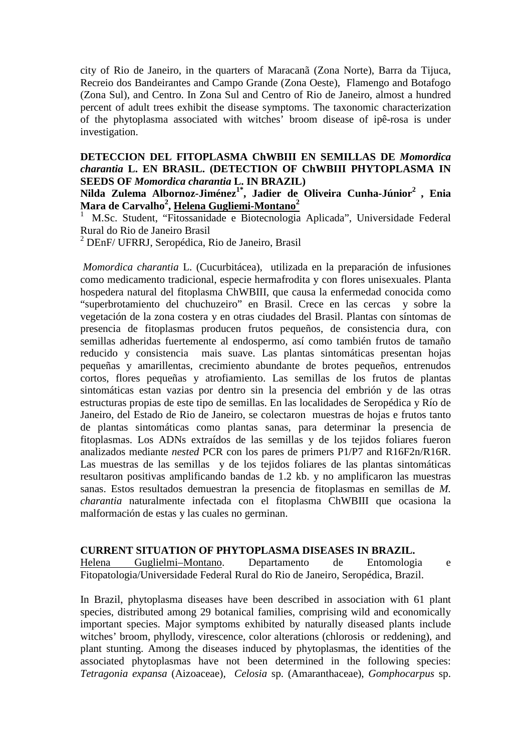city of Rio de Janeiro, in the quarters of Maracanã (Zona Norte), Barra da Tijuca, Recreio dos Bandeirantes and Campo Grande (Zona Oeste), Flamengo and Botafogo (Zona Sul), and Centro. In Zona Sul and Centro of Rio de Janeiro, almost a hundred percent of adult trees exhibit the disease symptoms. The taxonomic characterization of the phytoplasma associated with witches' broom disease of ipê-rosa is under investigation.

**DETECCION DEL FITOPLASMA ChWBIII EN SEMILLAS DE *Momordica charantia* L. EN BRASIL. (DETECTION OF ChWBIII PHYTOPLASMA IN SEEDS OF *Momordica charantia* L. IN BRAZIL)**

**Nilda Zulema Albornoz-Jiménez[1*], Jadier de Oliveira Cunha-Júnior[2], Enia Mara de Carvalho[2], <u>Helena Gugliemi-Montano</u>[2]**

[1] M.Sc. Student, "Fitossanidade e Biotecnologia Aplicada", Universidade Federal Rural do Rio de Janeiro Brasil

[2] DEnF/ UFRRJ, Seropédica, Rio de Janeiro, Brasil

*Momordica charantia* L. (Cucurbitácea), utilizada en la preparación de infusiones como medicamento tradicional, especie hermafrodita y con flores unisexuales. Planta hospedera natural del fitoplasma ChWBIII, que causa la enfermedad conocida como "superbrotamiento del chuchuzeiro" en Brasil. Crece en las cercas y sobre la vegetación de la zona costera y en otras ciudades del Brasil. Plantas con síntomas de presencia de fitoplasmas producen frutos pequeños, de consistencia dura, con semillas adheridas fuertemente al endospermo, así como también frutos de tamaño reducido y consistencia mais suave. Las plantas sintomáticas presentan hojas pequeñas y amarillentas, crecimiento abundante de brotes pequeños, entrenudos cortos, flores pequeñas y atrofiamiento. Las semillas de los frutos de plantas sintomáticas estan vazias por dentro sin la presencia del embrión y de las otras estructuras propias de este tipo de semillas. En las localidades de Seropédica y Río de Janeiro, del Estado de Rio de Janeiro, se colectaron muestras de hojas e frutos tanto de plantas sintomáticas como plantas sanas, para determinar la presencia de fitoplasmas. Los ADNs extraídos de las semillas y de los tejidos foliares fueron analizados mediante *nested* PCR con los pares de primers P1/P7 and R16F2n/R16R. Las muestras de las semillas y de los tejidos foliares de las plantas sintomáticas resultaron positivas amplificando bandas de 1.2 kb. y no amplificaron las muestras sanas. Estos resultados demuestran la presencia de fitoplasmas en semillas de *M. charantia* naturalmente infectada con el fitoplasma ChWBIII que ocasiona la malformación de estas y las cuales no germinan.

**CURRENT SITUATION OF PHYTOPLASMA DISEASES IN BRAZIL.**

<u>Helena Guglielmi–Montano</u>. Departamento de Entomologia e Fitopatologia/Universidade Federal Rural do Rio de Janeiro, Seropédica, Brazil.

In Brazil, phytoplasma diseases have been described in association with 61 plant species, distributed among 29 botanical families, comprising wild and economically important species. Major symptoms exhibited by naturally diseased plants include witches' broom, phyllody, virescence, color alterations (chlorosis or reddening), and plant stunting. Among the diseases induced by phytoplasmas, the identities of the associated phytoplasmas have not been determined in the following species: *Tetragonia expansa* (Aizoaceae), *Celosia* sp. (Amaranthaceae), *Gomphocarpus* sp.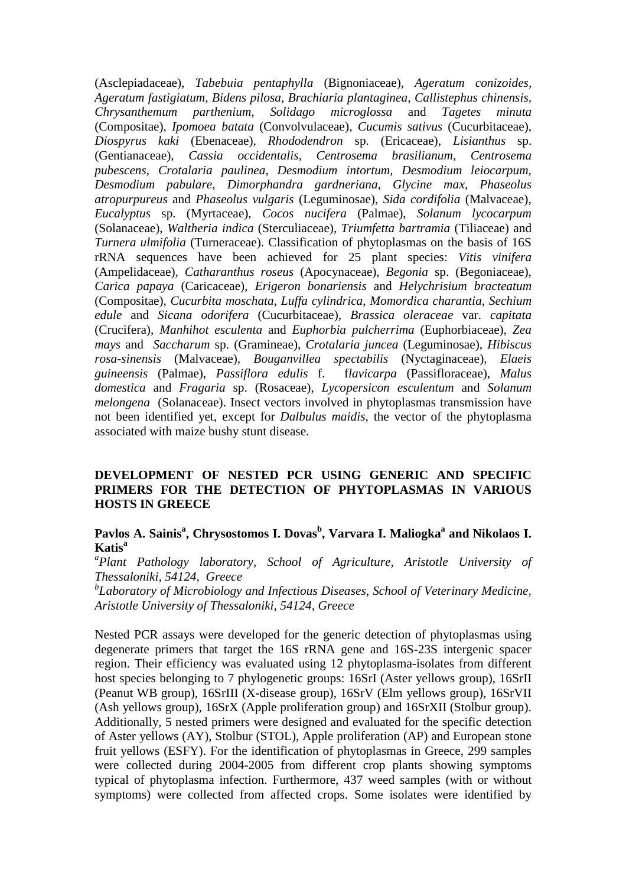(Asclepiadaceae), *Tabebuia pentaphylla* (Bignoniaceae), *Ageratum conizoides*, *Ageratum fastigiatum*, *Bidens pilosa*, *Brachiaria plantaginea*, *Callistephus chinensis*, *Chrysanthemum parthenium*, *Solidago microglossa* and *Tagetes minuta* (Compositae), *Ipomoea batata* (Convolvulaceae), *Cucumis sativus* (Cucurbitaceae), *Diospyrus kaki* (Ebenaceae), *Rhododendron* sp. (Ericaceae), *Lisianthus* sp. (Gentianaceae), *Cassia occidentalis*, *Centrosema brasilianum*, *Centrosema pubescens*, *Crotalaria paulinea*, *Desmodium intortum*, *Desmodium leiocarpum*, *Desmodium pabulare*, *Dimorphandra gardneriana*, *Glycine max*, *Phaseolus atropurpureus* and *Phaseolus vulgaris* (Leguminosae), *Sida cordifolia* (Malvaceae), *Eucalyptus* sp. (Myrtaceae), *Cocos nucifera* (Palmae), *Solanum lycocarpum* (Solanaceae), *Waltheria indica* (Sterculiaceae), *Triumfetta bartramia* (Tiliaceae) and *Turnera ulmifolia* (Turneraceae). Classification of phytoplasmas on the basis of 16S rRNA sequences have been achieved for 25 plant species: *Vitis vinifera* (Ampelidaceae), *Catharanthus roseus* (Apocynaceae), *Begonia* sp. (Begoniaceae), *Carica papaya* (Caricaceae), *Erigeron bonariensis* and *Helychrisium bracteatum* (Compositae), *Cucurbita moschata*, *Luffa cylindrica*, *Momordica charantia*, *Sechium edule* and *Sicana odorifera* (Cucurbitaceae), *Brassica oleraceae* var. *capitata* (Crucifera), *Manhihot esculenta* and *Euphorbia pulcherrima* (Euphorbiaceae), *Zea mays* and *Saccharum* sp. (Gramineae), *Crotalaria juncea* (Leguminosae), *Hibiscus rosa-sinensis* (Malvaceae), *Bouganvillea spectabilis* (Nyctaginaceae), *Elaeis guineensis* (Palmae), *Passiflora edulis* f. f*lavicarpa* (Passifloraceae), *Malus domestica* and *Fragaria* sp. (Rosaceae), *Lycopersicon esculentum* and *Solanum melongena* (Solanaceae). Insect vectors involved in phytoplasmas transmission have not been identified yet, except for *Dalbulus maidis*, the vector of the phytoplasma associated with maize bushy stunt disease.

## DEVELOPMENT OF NESTED PCR USING GENERIC AND SPECIFIC PRIMERS FOR THE DETECTION OF PHYTOPLASMAS IN VARIOUS HOSTS IN GREECE

**Pavlos A. Sainis[a], Chrysostomos I. Dovas[b], Varvara I. Maliogka[a] and Nikolaos I. Katis[a]**

[a]*Plant Pathology laboratory, School of Agriculture, Aristotle University of Thessaloniki, 54124, Greece*

[b]*Laboratory of Microbiology and Infectious Diseases, School of Veterinary Medicine, Aristotle University of Thessaloniki, 54124, Greece*

Nested PCR assays were developed for the generic detection of phytoplasmas using degenerate primers that target the 16S rRNA gene and 16S-23S intergenic spacer region. Their efficiency was evaluated using 12 phytoplasma-isolates from different host species belonging to 7 phylogenetic groups: 16SrI (Aster yellows group), 16SrII (Peanut WB group), 16SrIII (X-disease group), 16SrV (Elm yellows group), 16SrVII (Ash yellows group), 16SrX (Apple proliferation group) and 16SrXII (Stolbur group). Additionally, 5 nested primers were designed and evaluated for the specific detection of Aster yellows (AY), Stolbur (STOL), Apple proliferation (AP) and European stone fruit yellows (ESFY). For the identification of phytoplasmas in Greece, 299 samples were collected during 2004-2005 from different crop plants showing symptoms typical of phytoplasma infection. Furthermore, 437 weed samples (with or without symptoms) were collected from affected crops. Some isolates were identified by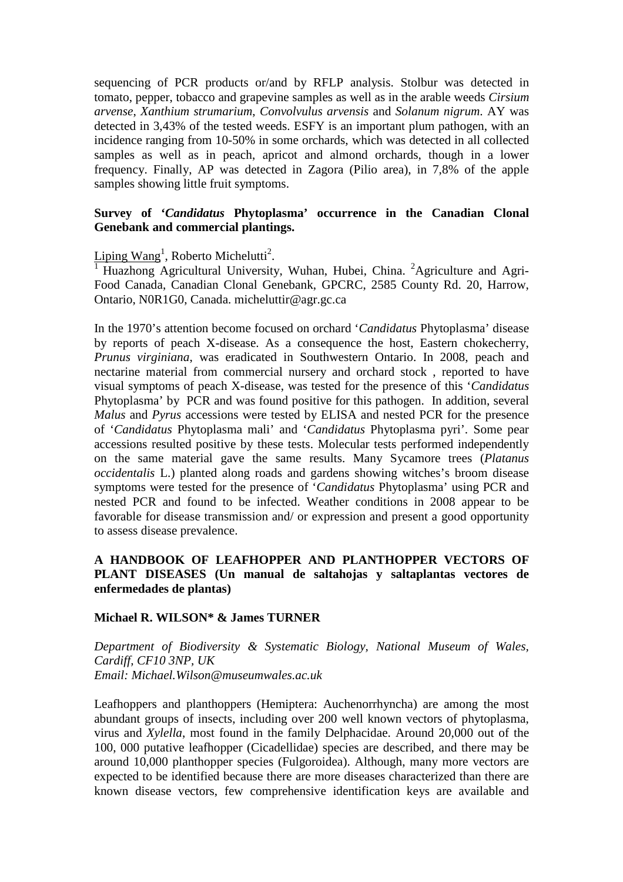sequencing of PCR products or/and by RFLP analysis. Stolbur was detected in tomato, pepper, tobacco and grapevine samples as well as in the arable weeds *Cirsium arvense*, *Xanthium strumarium*, *Convolvulus arvensis* and *Solanum nigrum*. AY was detected in 3,43% of the tested weeds. ESFY is an important plum pathogen, with an incidence ranging from 10-50% in some orchards, which was detected in all collected samples as well as in peach, apricot and almond orchards, though in a lower frequency. Finally, AP was detected in Zagora (Pilio area), in 7,8% of the apple samples showing little fruit symptoms.

**Survey of '*Candidatus* Phytoplasma' occurrence in the Canadian Clonal Genebank and commercial plantings.**

Liping Wang[1], Roberto Michelutti[2].

[1] Huazhong Agricultural University, Wuhan, Hubei, China. [2]Agriculture and Agri-Food Canada, Canadian Clonal Genebank, GPCRC, 2585 County Rd. 20, Harrow, Ontario, N0R1G0, Canada. micheluttir@agr.gc.ca

In the 1970's attention become focused on orchard '*Candidatus* Phytoplasma' disease by reports of peach X-disease. As a consequence the host, Eastern chokecherry, *Prunus virginiana*, was eradicated in Southwestern Ontario. In 2008, peach and nectarine material from commercial nursery and orchard stock , reported to have visual symptoms of peach X-disease, was tested for the presence of this '*Candidatus* Phytoplasma' by PCR and was found positive for this pathogen. In addition, several *Malus* and *Pyrus* accessions were tested by ELISA and nested PCR for the presence of '*Candidatus* Phytoplasma mali' and '*Candidatus* Phytoplasma pyri'. Some pear accessions resulted positive by these tests. Molecular tests performed independently on the same material gave the same results. Many Sycamore trees (*Platanus occidentalis* L.) planted along roads and gardens showing witches's broom disease symptoms were tested for the presence of '*Candidatus* Phytoplasma' using PCR and nested PCR and found to be infected. Weather conditions in 2008 appear to be favorable for disease transmission and/ or expression and present a good opportunity to assess disease prevalence.

**A HANDBOOK OF LEAFHOPPER AND PLANTHOPPER VECTORS OF PLANT DISEASES (Un manual de saltahojas y saltaplantas vectores de enfermedades de plantas)**

**Michael R. WILSON\* & James TURNER**

*Department of Biodiversity & Systematic Biology, National Museum of Wales, Cardiff, CF10 3NP, UK*
*Email: Michael.Wilson@museumwales.ac.uk*

Leafhoppers and planthoppers (Hemiptera: Auchenorrhyncha) are among the most abundant groups of insects, including over 200 well known vectors of phytoplasma, virus and *Xylella*, most found in the family Delphacidae. Around 20,000 out of the 100, 000 putative leafhopper (Cicadellidae) species are described, and there may be around 10,000 planthopper species (Fulgoroidea). Although, many more vectors are expected to be identified because there are more diseases characterized than there are known disease vectors, few comprehensive identification keys are available and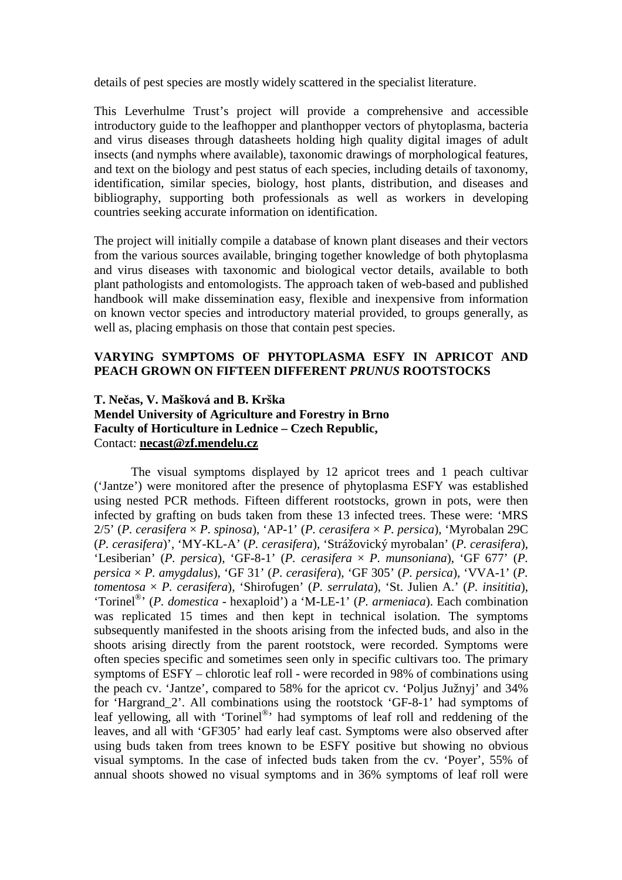details of pest species are mostly widely scattered in the specialist literature.

This Leverhulme Trust's project will provide a comprehensive and accessible introductory guide to the leafhopper and planthopper vectors of phytoplasma, bacteria and virus diseases through datasheets holding high quality digital images of adult insects (and nymphs where available), taxonomic drawings of morphological features, and text on the biology and pest status of each species, including details of taxonomy, identification, similar species, biology, host plants, distribution, and diseases and bibliography, supporting both professionals as well as workers in developing countries seeking accurate information on identification.

The project will initially compile a database of known plant diseases and their vectors from the various sources available, bringing together knowledge of both phytoplasma and virus diseases with taxonomic and biological vector details, available to both plant pathologists and entomologists. The approach taken of web-based and published handbook will make dissemination easy, flexible and inexpensive from information on known vector species and introductory material provided, to groups generally, as well as, placing emphasis on those that contain pest species.

## VARYING SYMPTOMS OF PHYTOPLASMA ESFY IN APRICOT AND PEACH GROWN ON FIFTEEN DIFFERENT *PRUNUS* ROOTSTOCKS

**T. Nečas, V. Mašková and B. Krška**
**Mendel University of Agriculture and Forestry in Brno**
**Faculty of Horticulture in Lednice – Czech Republic,**
Contact: **necast@zf.mendelu.cz**

The visual symptoms displayed by 12 apricot trees and 1 peach cultivar ('Jantze') were monitored after the presence of phytoplasma ESFY was established using nested PCR methods. Fifteen different rootstocks, grown in pots, were then infected by grafting on buds taken from these 13 infected trees. These were: 'MRS 2/5' (*P. cerasifera* × *P. spinosa*), 'AP-1' (*P. cerasifera* × *P. persica*), 'Myrobalan 29C (*P. cerasifera*)', 'MY-KL-A' (*P. cerasifera*), 'Strážovický myrobalan' (*P. cerasifera*), 'Lesiberian' (*P. persica*), 'GF-8-1' (*P. cerasifera* × *P. munsoniana*), 'GF 677' (*P. persica* × *P. amygdalus*), 'GF 31' (*P. cerasifera*), 'GF 305' (*P. persica*), 'VVA-1' (*P. tomentosa* × *P. cerasifera*), 'Shirofugen' (*P. serrulata*), 'St. Julien A.' (*P. insititia*), 'Torinel®' (*P. domestica* - hexaploid') a 'M-LE-1' (*P. armeniaca*). Each combination was replicated 15 times and then kept in technical isolation. The symptoms subsequently manifested in the shoots arising from the infected buds, and also in the shoots arising directly from the parent rootstock, were recorded. Symptoms were often species specific and sometimes seen only in specific cultivars too. The primary symptoms of ESFY – chlorotic leaf roll - were recorded in 98% of combinations using the peach cv. 'Jantze', compared to 58% for the apricot cv. 'Poljus Južnyj' and 34% for 'Hargrand_2'. All combinations using the rootstock 'GF-8-1' had symptoms of leaf yellowing, all with 'Torinel®' had symptoms of leaf roll and reddening of the leaves, and all with 'GF305' had early leaf cast. Symptoms were also observed after using buds taken from trees known to be ESFY positive but showing no obvious visual symptoms. In the case of infected buds taken from the cv. 'Poyer', 55% of annual shoots showed no visual symptoms and in 36% symptoms of leaf roll were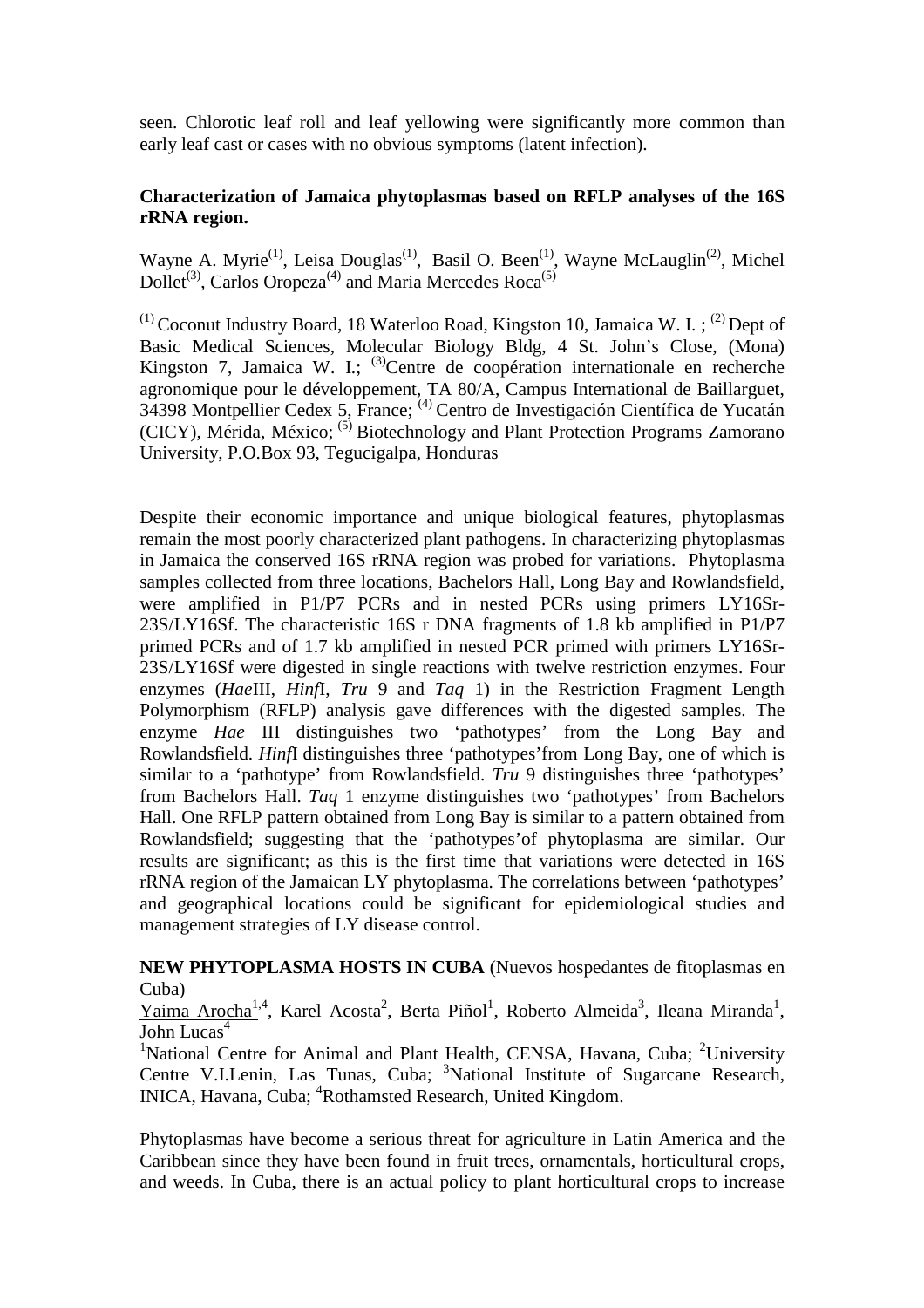seen. Chlorotic leaf roll and leaf yellowing were significantly more common than early leaf cast or cases with no obvious symptoms (latent infection).

**Characterization of Jamaica phytoplasmas based on RFLP analyses of the 16S rRNA region.**

Wayne A. Myrie[(1)], Leisa Douglas[(1)], Basil O. Been[(1)], Wayne McLauglin[(2)], Michel Dollet[(3)], Carlos Oropeza[(4)] and Maria Mercedes Roca[(5)]

[(1)] Coconut Industry Board, 18 Waterloo Road, Kingston 10, Jamaica W. I. ; [(2)] Dept of Basic Medical Sciences, Molecular Biology Bldg, 4 St. John's Close, (Mona) Kingston 7, Jamaica W. I.; [(3)]Centre de coopération internationale en recherche agronomique pour le développement, TA 80/A, Campus International de Baillarguet, 34398 Montpellier Cedex 5, France; [(4)] Centro de Investigación Científica de Yucatán (CICY), Mérida, México; [(5)] Biotechnology and Plant Protection Programs Zamorano University, P.O.Box 93, Tegucigalpa, Honduras

Despite their economic importance and unique biological features, phytoplasmas remain the most poorly characterized plant pathogens. In characterizing phytoplasmas in Jamaica the conserved 16S rRNA region was probed for variations. Phytoplasma samples collected from three locations, Bachelors Hall, Long Bay and Rowlandsfield, were amplified in P1/P7 PCRs and in nested PCRs using primers LY16Sr-23S/LY16Sf. The characteristic 16S r DNA fragments of 1.8 kb amplified in P1/P7 primed PCRs and of 1.7 kb amplified in nested PCR primed with primers LY16Sr-23S/LY16Sf were digested in single reactions with twelve restriction enzymes. Four enzymes (*Hae*III, *Hinf*I, *Tru* 9 and *Taq* 1) in the Restriction Fragment Length Polymorphism (RFLP) analysis gave differences with the digested samples. The enzyme *Hae* III distinguishes two 'pathotypes' from the Long Bay and Rowlandsfield. *Hinf*I distinguishes three 'pathotypes'from Long Bay, one of which is similar to a 'pathotype' from Rowlandsfield. *Tru* 9 distinguishes three 'pathotypes' from Bachelors Hall. *Taq* 1 enzyme distinguishes two 'pathotypes' from Bachelors Hall. One RFLP pattern obtained from Long Bay is similar to a pattern obtained from Rowlandsfield; suggesting that the 'pathotypes'of phytoplasma are similar. Our results are significant; as this is the first time that variations were detected in 16S rRNA region of the Jamaican LY phytoplasma. The correlations between 'pathotypes' and geographical locations could be significant for epidemiological studies and management strategies of LY disease control.

**NEW PHYTOPLASMA HOSTS IN CUBA** (Nuevos hospedantes de fitoplasmas en Cuba)

Yaima Arocha[1,4], Karel Acosta[2], Berta Piñol[1], Roberto Almeida[3], Ileana Miranda[1], John Lucas[4]

[1]National Centre for Animal and Plant Health, CENSA, Havana, Cuba; [2]University Centre V.I.Lenin, Las Tunas, Cuba; [3]National Institute of Sugarcane Research, INICA, Havana, Cuba; [4]Rothamsted Research, United Kingdom.

Phytoplasmas have become a serious threat for agriculture in Latin America and the Caribbean since they have been found in fruit trees, ornamentals, horticultural crops, and weeds. In Cuba, there is an actual policy to plant horticultural crops to increase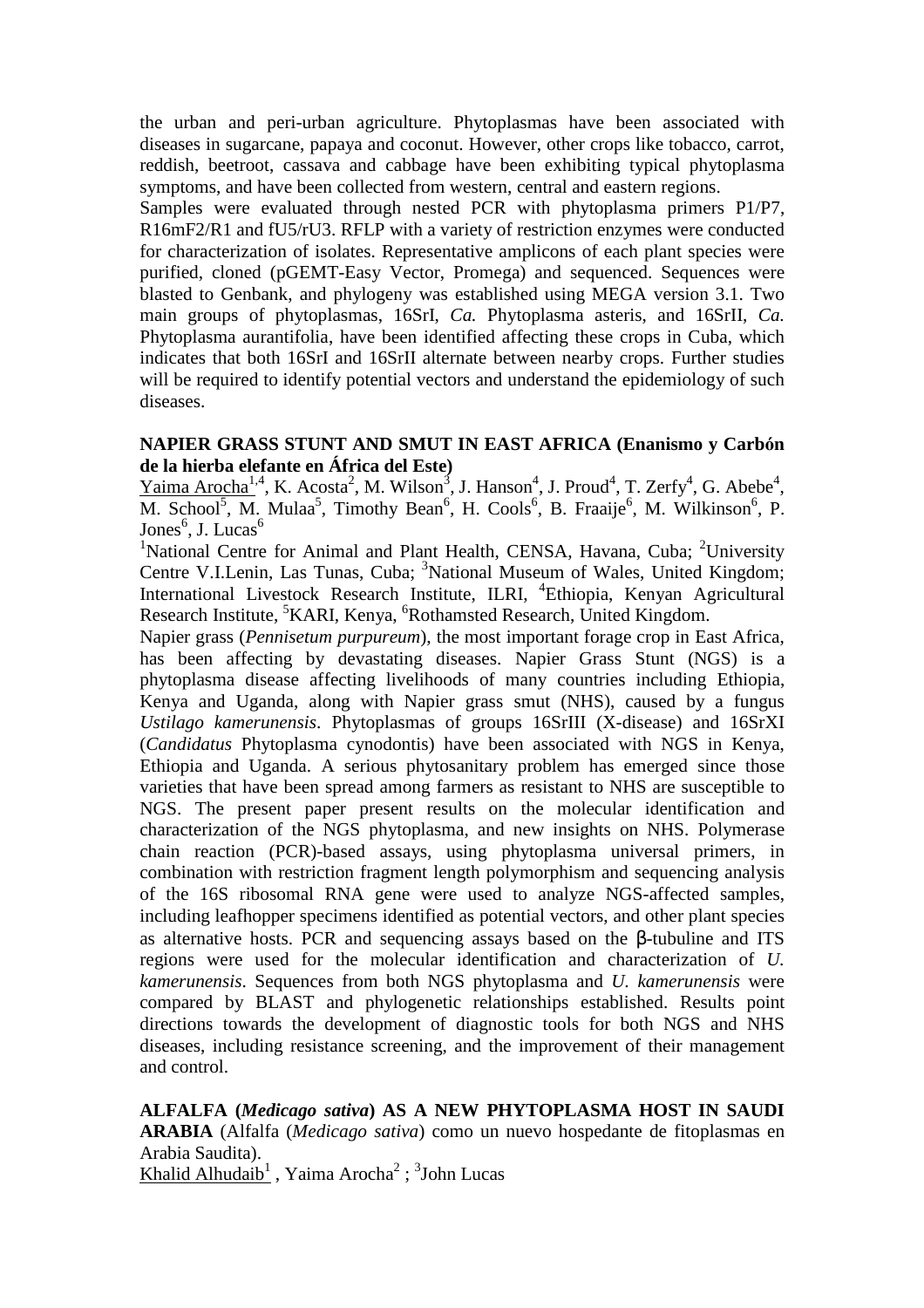the urban and peri-urban agriculture. Phytoplasmas have been associated with diseases in sugarcane, papaya and coconut. However, other crops like tobacco, carrot, reddish, beetroot, cassava and cabbage have been exhibiting typical phytoplasma symptoms, and have been collected from western, central and eastern regions.

Samples were evaluated through nested PCR with phytoplasma primers P1/P7, R16mF2/R1 and fU5/rU3. RFLP with a variety of restriction enzymes were conducted for characterization of isolates. Representative amplicons of each plant species were purified, cloned (pGEMT-Easy Vector, Promega) and sequenced. Sequences were blasted to Genbank, and phylogeny was established using MEGA version 3.1. Two main groups of phytoplasmas, 16SrI, *Ca.* Phytoplasma asteris, and 16SrII, *Ca.* Phytoplasma aurantifolia, have been identified affecting these crops in Cuba, which indicates that both 16SrI and 16SrII alternate between nearby crops. Further studies will be required to identify potential vectors and understand the epidemiology of such diseases.

**NAPIER GRASS STUNT AND SMUT IN EAST AFRICA (Enanismo y Carbón de la hierba elefante en África del Este)**

Yaima Arocha[1,4], K. Acosta[2], M. Wilson[3], J. Hanson[4], J. Proud[4], T. Zerfy[4], G. Abebe[4], M. School[5], M. Mulaa[5], Timothy Bean[6], H. Cools[6], B. Fraaije[6], M. Wilkinson[6], P. Jones[6], J. Lucas[6]

[1]National Centre for Animal and Plant Health, CENSA, Havana, Cuba; [2]University Centre V.I.Lenin, Las Tunas, Cuba; [3]National Museum of Wales, United Kingdom; International Livestock Research Institute, ILRI, [4]Ethiopia, Kenyan Agricultural Research Institute, [5]KARI, Kenya, [6]Rothamsted Research, United Kingdom.

Napier grass (*Pennisetum purpureum*), the most important forage crop in East Africa, has been affecting by devastating diseases. Napier Grass Stunt (NGS) is a phytoplasma disease affecting livelihoods of many countries including Ethiopia, Kenya and Uganda, along with Napier grass smut (NHS), caused by a fungus *Ustilago kamerunensis*. Phytoplasmas of groups 16SrIII (X-disease) and 16SrXI (*Candidatus* Phytoplasma cynodontis) have been associated with NGS in Kenya, Ethiopia and Uganda. A serious phytosanitary problem has emerged since those varieties that have been spread among farmers as resistant to NHS are susceptible to NGS. The present paper present results on the molecular identification and characterization of the NGS phytoplasma, and new insights on NHS. Polymerase chain reaction (PCR)-based assays, using phytoplasma universal primers, in combination with restriction fragment length polymorphism and sequencing analysis of the 16S ribosomal RNA gene were used to analyze NGS-affected samples, including leafhopper specimens identified as potential vectors, and other plant species as alternative hosts. PCR and sequencing assays based on the β-tubuline and ITS regions were used for the molecular identification and characterization of *U. kamerunensis*. Sequences from both NGS phytoplasma and *U. kamerunensis* were compared by BLAST and phylogenetic relationships established. Results point directions towards the development of diagnostic tools for both NGS and NHS diseases, including resistance screening, and the improvement of their management and control.

**ALFALFA (*Medicago sativa*) AS A NEW PHYTOPLASMA HOST IN SAUDI ARABIA** (Alfalfa (*Medicago sativa*) como un nuevo hospedante de fitoplasmas en Arabia Saudita).

Khalid Alhudaib[1] , Yaima Arocha[2] ; [3]John Lucas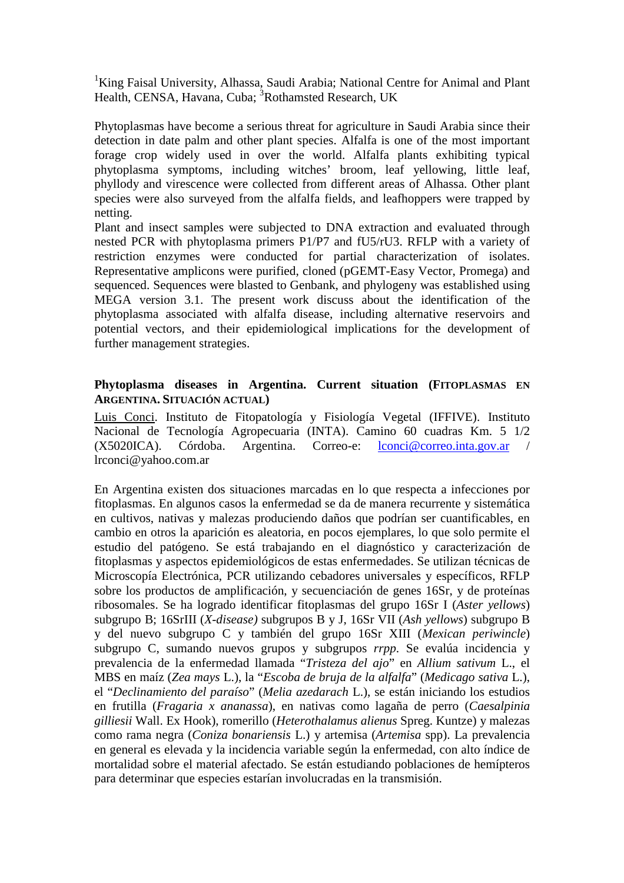[1]King Faisal University, Alhassa, Saudi Arabia; National Centre for Animal and Plant Health, CENSA, Havana, Cuba; [3]Rothamsted Research, UK

Phytoplasmas have become a serious threat for agriculture in Saudi Arabia since their detection in date palm and other plant species. Alfalfa is one of the most important forage crop widely used in over the world. Alfalfa plants exhibiting typical phytoplasma symptoms, including witches' broom, leaf yellowing, little leaf, phyllody and virescence were collected from different areas of Alhassa. Other plant species were also surveyed from the alfalfa fields, and leafhoppers were trapped by netting.
Plant and insect samples were subjected to DNA extraction and evaluated through nested PCR with phytoplasma primers P1/P7 and fU5/rU3. RFLP with a variety of restriction enzymes were conducted for partial characterization of isolates. Representative amplicons were purified, cloned (pGEMT-Easy Vector, Promega) and sequenced. Sequences were blasted to Genbank, and phylogeny was established using MEGA version 3.1. The present work discuss about the identification of the phytoplasma associated with alfalfa disease, including alternative reservoirs and potential vectors, and their epidemiological implications for the development of further management strategies.

## Phytoplasma diseases in Argentina. Current situation (FITOPLASMAS EN ARGENTINA. SITUACIÓN ACTUAL)

Luis Conci. Instituto de Fitopatología y Fisiología Vegetal (IFFIVE). Instituto Nacional de Tecnología Agropecuaria (INTA). Camino 60 cuadras Km. 5 1/2 (X5020ICA). Córdoba. Argentina. Correo-e: lconci@correo.inta.gov.ar / lrconci@yahoo.com.ar

En Argentina existen dos situaciones marcadas en lo que respecta a infecciones por fitoplasmas. En algunos casos la enfermedad se da de manera recurrente y sistemática en cultivos, nativas y malezas produciendo daños que podrían ser cuantificables, en cambio en otros la aparición es aleatoria, en pocos ejemplares, lo que solo permite el estudio del patógeno. Se está trabajando en el diagnóstico y caracterización de fitoplasmas y aspectos epidemiológicos de estas enfermedades. Se utilizan técnicas de Microscopía Electrónica, PCR utilizando cebadores universales y específicos, RFLP sobre los productos de amplificación, y secuenciación de genes 16Sr, y de proteínas ribosomales. Se ha logrado identificar fitoplasmas del grupo 16Sr I (*Aster yellows*) subgrupo B; 16SrIII (*X-disease)* subgrupos B y J, 16Sr VII (*Ash yellows*) subgrupo B y del nuevo subgrupo C y también del grupo 16Sr XIII (*Mexican periwincle*) subgrupo C, sumando nuevos grupos y subgrupos *rrpp*. Se evalúa incidencia y prevalencia de la enfermedad llamada "*Tristeza del ajo*" en *Allium sativum* L., el MBS en maíz (*Zea mays* L.), la "*Escoba de bruja de la alfalfa*" (*Medicago sativa* L.), el "*Declinamiento del paraíso*" (*Melia azedarach* L.), se están iniciando los estudios en frutilla (*Fragaria x ananassa*), en nativas como lagaña de perro (*Caesalpinia gilliesii* Wall. Ex Hook), romerillo (*Heterothalamus alienus* Spreg. Kuntze) y malezas como rama negra (*Coniza bonariensis* L.) y artemisa (*Artemisa* spp). La prevalencia en general es elevada y la incidencia variable según la enfermedad, con alto índice de mortalidad sobre el material afectado. Se están estudiando poblaciones de hemípteros para determinar que especies estarían involucradas en la transmisión.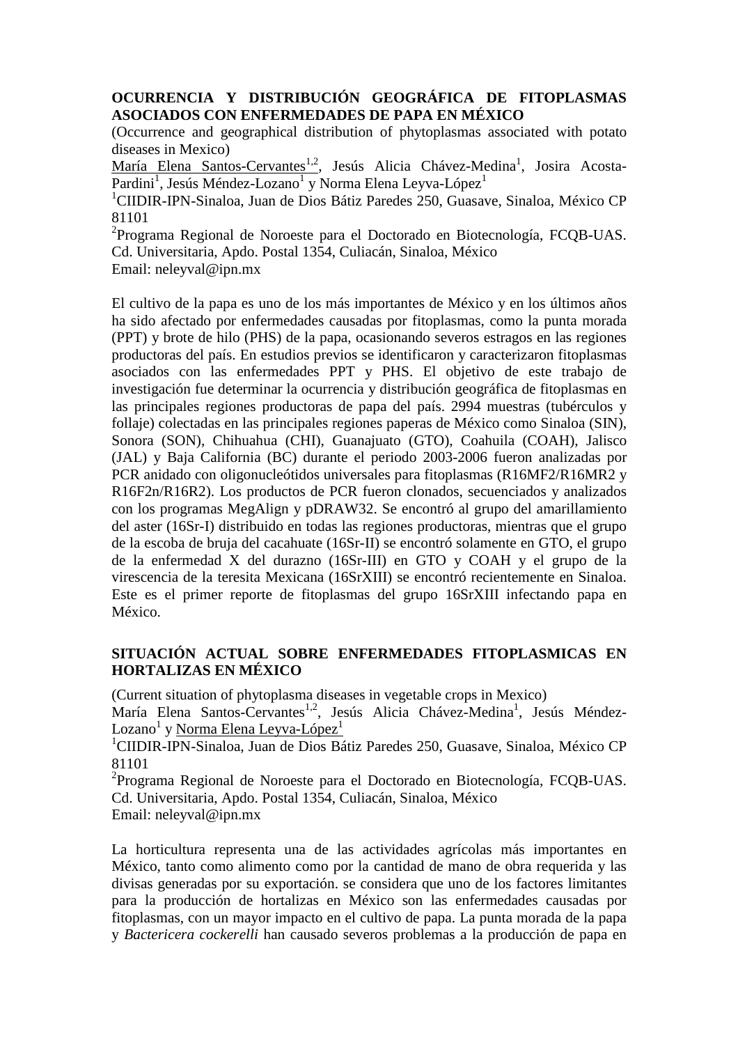**OCURRENCIA Y DISTRIBUCIÓN GEOGRÁFICA DE FITOPLASMAS ASOCIADOS CON ENFERMEDADES DE PAPA EN MÉXICO**

(Occurrence and geographical distribution of phytoplasmas associated with potato diseases in Mexico)

<u>María Elena Santos-Cervantes</u>[1,2], Jesús Alicia Chávez-Medina[1], Josira Acosta-Pardini[1], Jesús Méndez-Lozano[1] y Norma Elena Leyva-López[1]

[1]CIIDIR-IPN-Sinaloa, Juan de Dios Bátiz Paredes 250, Guasave, Sinaloa, México CP 81101

[2]Programa Regional de Noroeste para el Doctorado en Biotecnología, FCQB-UAS. Cd. Universitaria, Apdo. Postal 1354, Culiacán, Sinaloa, México

Email: neleyval@ipn.mx

El cultivo de la papa es uno de los más importantes de México y en los últimos años ha sido afectado por enfermedades causadas por fitoplasmas, como la punta morada (PPT) y brote de hilo (PHS) de la papa, ocasionando severos estragos en las regiones productoras del país. En estudios previos se identificaron y caracterizaron fitoplasmas asociados con las enfermedades PPT y PHS. El objetivo de este trabajo de investigación fue determinar la ocurrencia y distribución geográfica de fitoplasmas en las principales regiones productoras de papa del país. 2994 muestras (tubérculos y follaje) colectadas en las principales regiones paperas de México como Sinaloa (SIN), Sonora (SON), Chihuahua (CHI), Guanajuato (GTO), Coahuila (COAH), Jalisco (JAL) y Baja California (BC) durante el periodo 2003-2006 fueron analizadas por PCR anidado con oligonucleótidos universales para fitoplasmas (R16MF2/R16MR2 y R16F2n/R16R2). Los productos de PCR fueron clonados, secuenciados y analizados con los programas MegAlign y pDRAW32. Se encontró al grupo del amarillamiento del aster (16Sr-I) distribuido en todas las regiones productoras, mientras que el grupo de la escoba de bruja del cacahuate (16Sr-II) se encontró solamente en GTO, el grupo de la enfermedad X del durazno (16Sr-III) en GTO y COAH y el grupo de la virescencia de la teresita Mexicana (16SrXIII) se encontró recientemente en Sinaloa. Este es el primer reporte de fitoplasmas del grupo 16SrXIII infectando papa en México.

**SITUACIÓN ACTUAL SOBRE ENFERMEDADES FITOPLASMICAS EN HORTALIZAS EN MÉXICO**

(Current situation of phytoplasma diseases in vegetable crops in Mexico)

María Elena Santos-Cervantes[1,2], Jesús Alicia Chávez-Medina[1], Jesús Méndez-Lozano[1] y <u>Norma Elena Leyva-López</u>[1]

[1]CIIDIR-IPN-Sinaloa, Juan de Dios Bátiz Paredes 250, Guasave, Sinaloa, México CP 81101

[2]Programa Regional de Noroeste para el Doctorado en Biotecnología, FCQB-UAS. Cd. Universitaria, Apdo. Postal 1354, Culiacán, Sinaloa, México

Email: neleyval@ipn.mx

La horticultura representa una de las actividades agrícolas más importantes en México, tanto como alimento como por la cantidad de mano de obra requerida y las divisas generadas por su exportación. se considera que uno de los factores limitantes para la producción de hortalizas en México son las enfermedades causadas por fitoplasmas, con un mayor impacto en el cultivo de papa. La punta morada de la papa y *Bactericera cockerelli* han causado severos problemas a la producción de papa en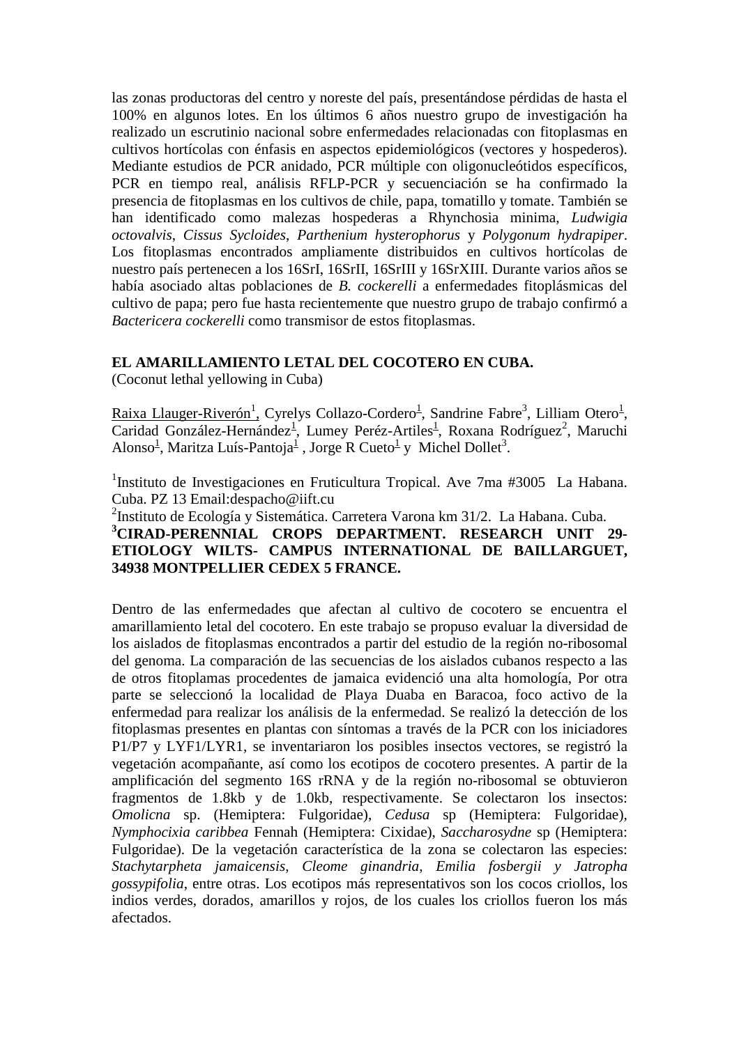las zonas productoras del centro y noreste del país, presentándose pérdidas de hasta el 100% en algunos lotes. En los últimos 6 años nuestro grupo de investigación ha realizado un escrutinio nacional sobre enfermedades relacionadas con fitoplasmas en cultivos hortícolas con énfasis en aspectos epidemiológicos (vectores y hospederos). Mediante estudios de PCR anidado, PCR múltiple con oligonucleótidos específicos, PCR en tiempo real, análisis RFLP-PCR y secuenciación se ha confirmado la presencia de fitoplasmas en los cultivos de chile, papa, tomatillo y tomate. También se han identificado como malezas hospederas a Rhynchosia minima, *Ludwigia octovalvis*, *Cissus Sycloides*, *Parthenium hysterophorus* y *Polygonum hydrapiper*. Los fitoplasmas encontrados ampliamente distribuidos en cultivos hortícolas de nuestro país pertenecen a los 16SrI, 16SrII, 16SrIII y 16SrXIII. Durante varios años se había asociado altas poblaciones de *B. cockerelli* a enfermedades fitoplásmicas del cultivo de papa; pero fue hasta recientemente que nuestro grupo de trabajo confirmó a *Bactericera cockerelli* como transmisor de estos fitoplasmas.

**EL AMARILLAMIENTO LETAL DEL COCOTERO EN CUBA.**
(Coconut lethal yellowing in Cuba)

Raixa Llauger-Riverón[1], Cyrelys Collazo-Cordero[1], Sandrine Fabre[3], Lilliam Otero[1], Caridad González-Hernández[1], Lumey Peréz-Artiles[1], Roxana Rodríguez[2], Maruchi Alonso[1], Maritza Luís-Pantoja[1] , Jorge R Cueto[1] y Michel Dollet[3].

[1]Instituto de Investigaciones en Fruticultura Tropical. Ave 7ma #3005 La Habana. Cuba. PZ 13 Email:despacho@iift.cu
[2]Instituto de Ecología y Sistemática. Carretera Varona km 31/2. La Habana. Cuba.
**[3]CIRAD-PERENNIAL CROPS DEPARTMENT. RESEARCH UNIT 29-ETIOLOGY WILTS- CAMPUS INTERNATIONAL DE BAILLARGUET, 34938 MONTPELLIER CEDEX 5 FRANCE.**

Dentro de las enfermedades que afectan al cultivo de cocotero se encuentra el amarillamiento letal del cocotero. En este trabajo se propuso evaluar la diversidad de los aislados de fitoplasmas encontrados a partir del estudio de la región no-ribosomal del genoma. La comparación de las secuencias de los aislados cubanos respecto a las de otros fitoplamas procedentes de jamaica evidenció una alta homología, Por otra parte se seleccionó la localidad de Playa Duaba en Baracoa, foco activo de la enfermedad para realizar los análisis de la enfermedad. Se realizó la detección de los fitoplasmas presentes en plantas con síntomas a través de la PCR con los iniciadores P1/P7 y LYF1/LYR1, se inventariaron los posibles insectos vectores, se registró la vegetación acompañante, así como los ecotipos de cocotero presentes. A partir de la amplificación del segmento 16S rRNA y de la región no-ribosomal se obtuvieron fragmentos de 1.8kb y de 1.0kb, respectivamente. Se colectaron los insectos: *Omolicna* sp. (Hemiptera: Fulgoridae), *Cedusa* sp (Hemiptera: Fulgoridae), *Nymphocixia caribbea* Fennah (Hemiptera: Cixidae), *Saccharosydne* sp (Hemiptera: Fulgoridae). De la vegetación característica de la zona se colectaron las especies: *Stachytarpheta jamaicensis, Cleome ginandria, Emilia fosbergii y Jatropha gossypifolia*, entre otras. Los ecotipos más representativos son los cocos criollos, los indios verdes, dorados, amarillos y rojos, de los cuales los criollos fueron los más afectados.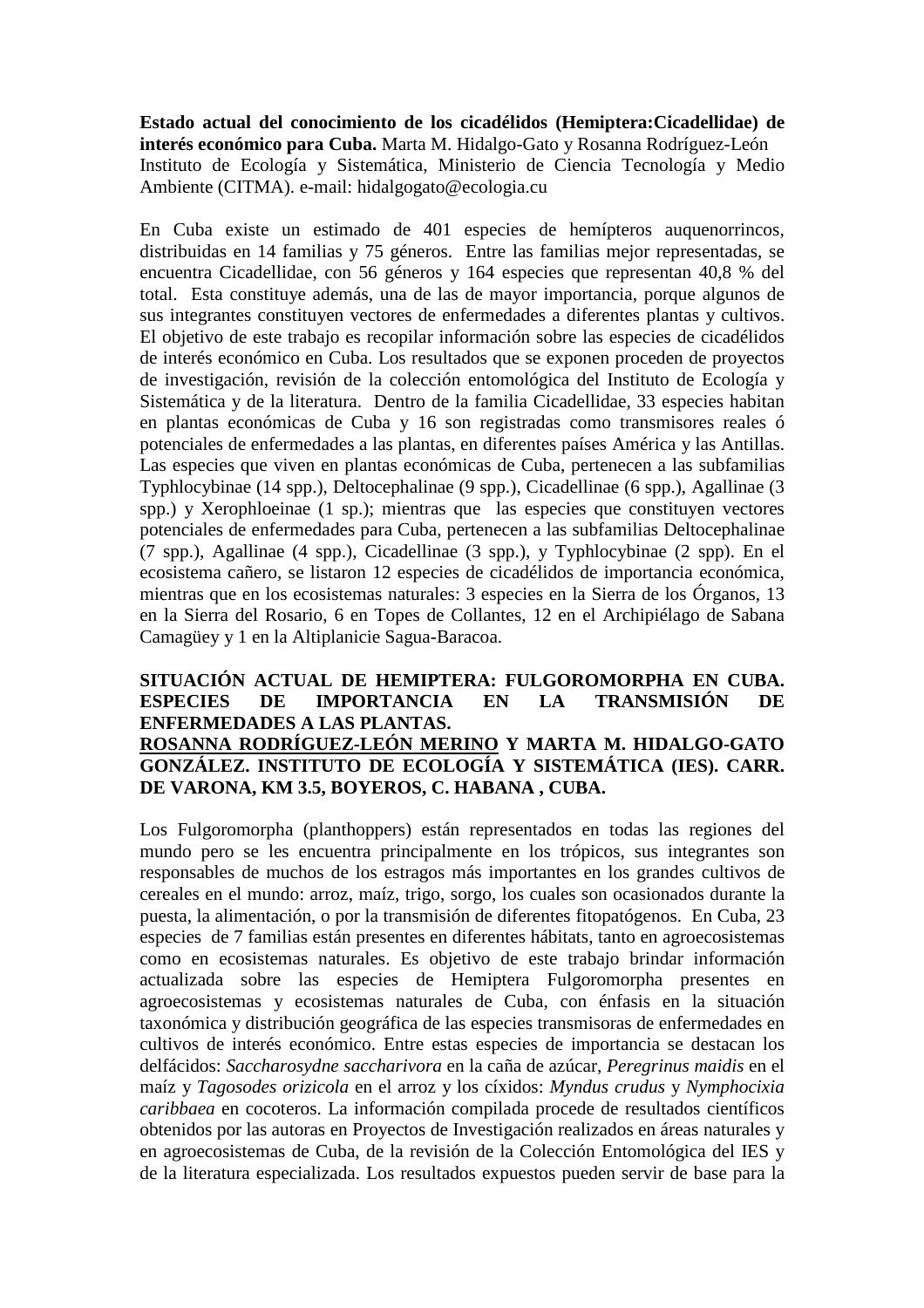**Estado actual del conocimiento de los cicadélidos (Hemiptera:Cicadellidae) de interés económico para Cuba.** Marta M. Hidalgo-Gato y Rosanna Rodríguez-León
Instituto de Ecología y Sistemática, Ministerio de Ciencia Tecnología y Medio Ambiente (CITMA). e-mail: hidalgogato@ecologia.cu

En Cuba existe un estimado de 401 especies de hemípteros auquenorrincos, distribuidas en 14 familias y 75 géneros. Entre las familias mejor representadas, se encuentra Cicadellidae, con 56 géneros y 164 especies que representan 40,8 % del total. Esta constituye además, una de las de mayor importancia, porque algunos de sus integrantes constituyen vectores de enfermedades a diferentes plantas y cultivos. El objetivo de este trabajo es recopilar información sobre las especies de cicadélidos de interés económico en Cuba. Los resultados que se exponen proceden de proyectos de investigación, revisión de la colección entomológica del Instituto de Ecología y Sistemática y de la literatura. Dentro de la familia Cicadellidae, 33 especies habitan en plantas económicas de Cuba y 16 son registradas como transmisores reales ó potenciales de enfermedades a las plantas, en diferentes países América y las Antillas. Las especies que viven en plantas económicas de Cuba, pertenecen a las subfamilias Typhlocybinae (14 spp.), Deltocephalinae (9 spp.), Cicadellinae (6 spp.), Agallinae (3 spp.) y Xerophloeinae (1 sp.); mientras que las especies que constituyen vectores potenciales de enfermedades para Cuba, pertenecen a las subfamilias Deltocephalinae (7 spp.), Agallinae (4 spp.), Cicadellinae (3 spp.), y Typhlocybinae (2 spp). En el ecosistema cañero, se listaron 12 especies de cicadélidos de importancia económica, mientras que en los ecosistemas naturales: 3 especies en la Sierra de los Órganos, 13 en la Sierra del Rosario, 6 en Topes de Collantes, 12 en el Archipiélago de Sabana Camagüey y 1 en la Altiplanicie Sagua-Baracoa.

**SITUACIÓN ACTUAL DE HEMIPTERA: FULGOROMORPHA EN CUBA. ESPECIES DE IMPORTANCIA EN LA TRANSMISIÓN DE ENFERMEDADES A LAS PLANTAS.**
**<u>ROSANNA RODRÍGUEZ-LEÓN MERINO</u> Y MARTA M. HIDALGO-GATO GONZÁLEZ. INSTITUTO DE ECOLOGÍA Y SISTEMÁTICA (IES). CARR. DE VARONA, KM 3.5, BOYEROS, C. HABANA , CUBA.**

Los Fulgoromorpha (planthoppers) están representados en todas las regiones del mundo pero se les encuentra principalmente en los trópicos, sus integrantes son responsables de muchos de los estragos más importantes en los grandes cultivos de cereales en el mundo: arroz, maíz, trigo, sorgo, los cuales son ocasionados durante la puesta, la alimentación, o por la transmisión de diferentes fitopatógenos. En Cuba, 23 especies de 7 familias están presentes en diferentes hábitats, tanto en agroecosistemas como en ecosistemas naturales. Es objetivo de este trabajo brindar información actualizada sobre las especies de Hemiptera Fulgoromorpha presentes en agroecosistemas y ecosistemas naturales de Cuba, con énfasis en la situación taxonómica y distribución geográfica de las especies transmisoras de enfermedades en cultivos de interés económico. Entre estas especies de importancia se destacan los delfácidos: *Saccharosydne saccharivora* en la caña de azúcar, *Peregrinus maidis* en el maíz y *Tagosodes orizicola* en el arroz y los cíxidos: *Myndus crudus* y *Nymphocixia caribbaea* en cocoteros. La información compilada procede de resultados científicos obtenidos por las autoras en Proyectos de Investigación realizados en áreas naturales y en agroecosistemas de Cuba, de la revisión de la Colección Entomológica del IES y de la literatura especializada. Los resultados expuestos pueden servir de base para la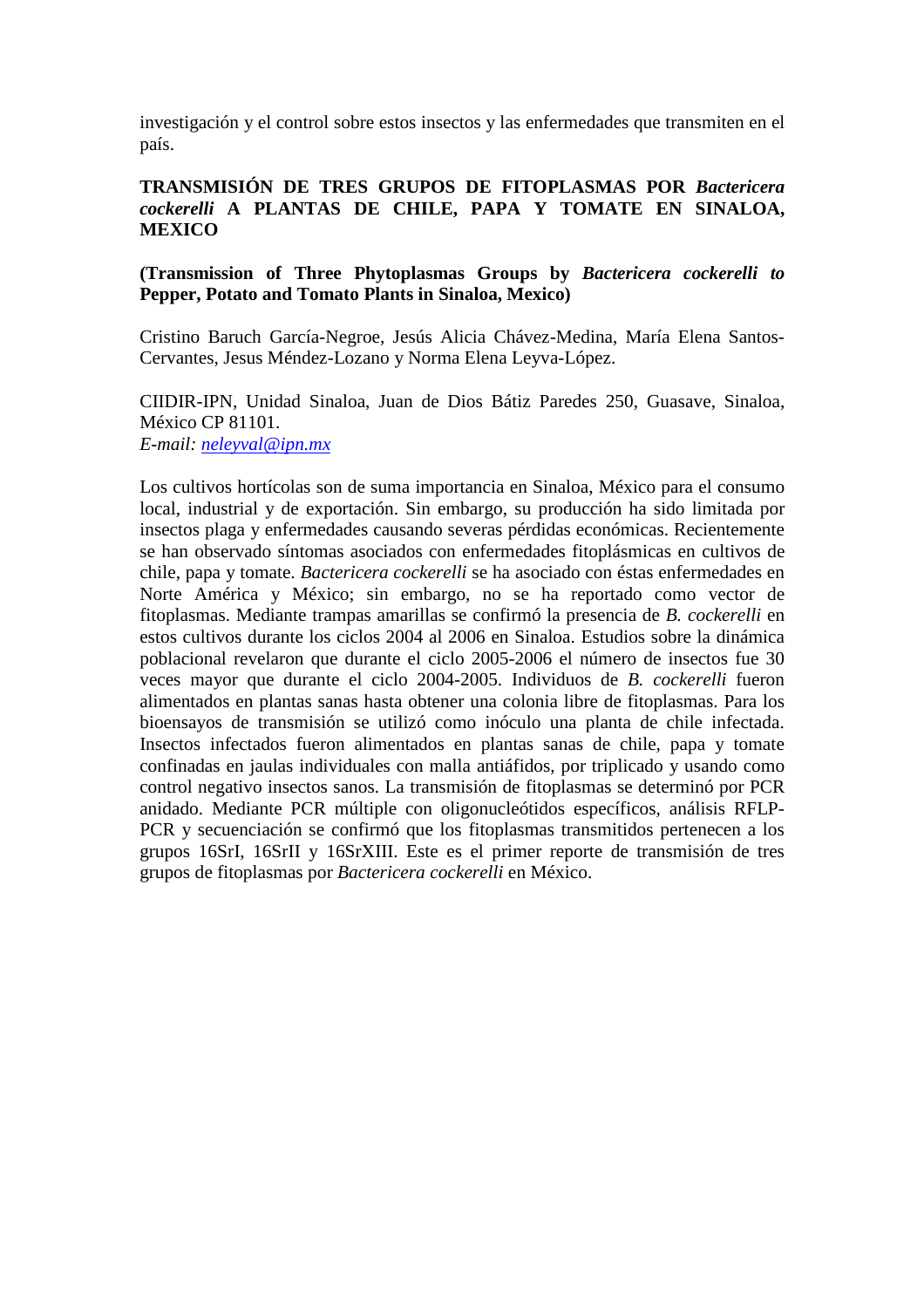investigación y el control sobre estos insectos y las enfermedades que transmiten en el país.

### TRANSMISIÓN DE TRES GRUPOS DE FITOPLASMAS POR *Bactericera cockerelli* A PLANTAS DE CHILE, PAPA Y TOMATE EN SINALOA, MEXICO

**(Transmission of Three Phytoplasmas Groups by *Bactericera cockerelli to* Pepper, Potato and Tomato Plants in Sinaloa, Mexico)**

Cristino Baruch García-Negroe, Jesús Alicia Chávez-Medina, María Elena Santos-Cervantes, Jesus Méndez-Lozano y Norma Elena Leyva-López.

CIIDIR-IPN, Unidad Sinaloa, Juan de Dios Bátiz Paredes 250, Guasave, Sinaloa, México CP 81101.
*E-mail:* neleyval@ipn.mx

Los cultivos hortícolas son de suma importancia en Sinaloa, México para el consumo local, industrial y de exportación. Sin embargo, su producción ha sido limitada por insectos plaga y enfermedades causando severas pérdidas económicas. Recientemente se han observado síntomas asociados con enfermedades fitoplásmicas en cultivos de chile, papa y tomate. *Bactericera cockerelli* se ha asociado con éstas enfermedades en Norte América y México; sin embargo, no se ha reportado como vector de fitoplasmas. Mediante trampas amarillas se confirmó la presencia de *B. cockerelli* en estos cultivos durante los ciclos 2004 al 2006 en Sinaloa. Estudios sobre la dinámica poblacional revelaron que durante el ciclo 2005-2006 el número de insectos fue 30 veces mayor que durante el ciclo 2004-2005. Individuos de *B. cockerelli* fueron alimentados en plantas sanas hasta obtener una colonia libre de fitoplasmas. Para los bioensayos de transmisión se utilizó como inóculo una planta de chile infectada. Insectos infectados fueron alimentados en plantas sanas de chile, papa y tomate confinadas en jaulas individuales con malla antiáfidos, por triplicado y usando como control negativo insectos sanos. La transmisión de fitoplasmas se determinó por PCR anidado. Mediante PCR múltiple con oligonucleótidos específicos, análisis RFLP-PCR y secuenciación se confirmó que los fitoplasmas transmitidos pertenecen a los grupos 16SrI, 16SrII y 16SrXIII. Este es el primer reporte de transmisión de tres grupos de fitoplasmas por *Bactericera cockerelli* en México.